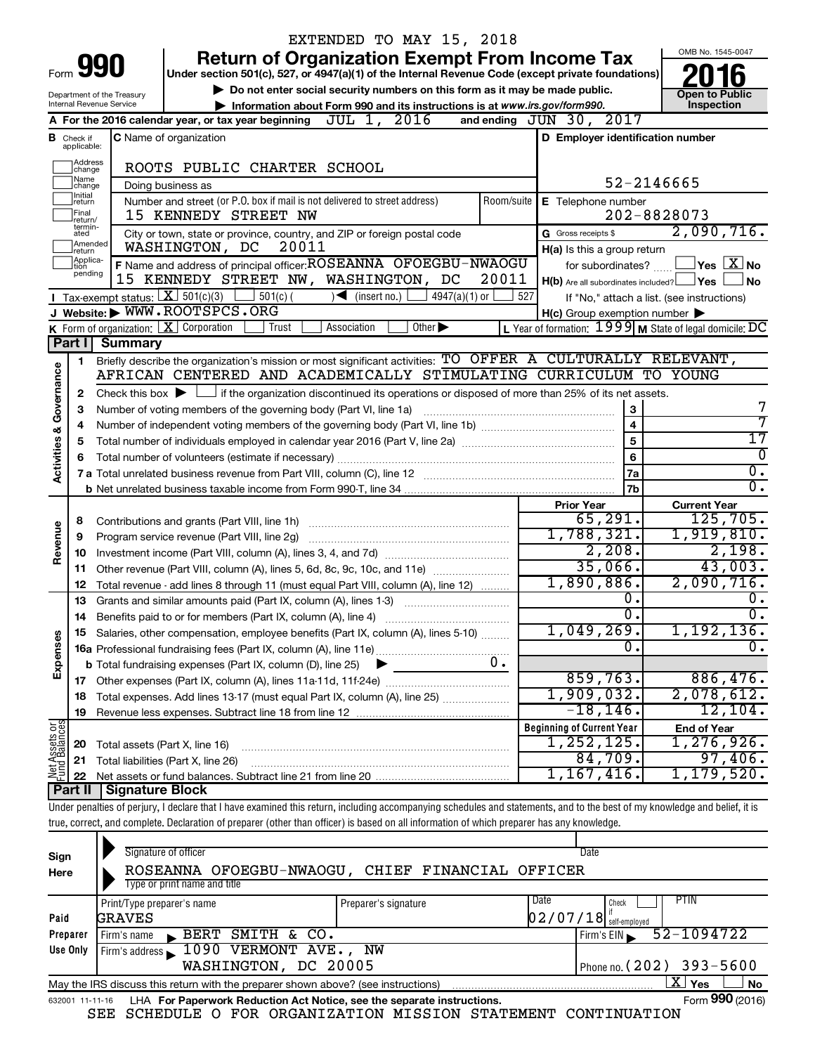EXTENDED TO MAY 15, 2018

# Form 990 Return of Organization Exempt From Income Tax

Under section 501(c), 527, or 4947(a)(1) of the Internal Revenue Code (except private foundations)

▶ Do not enter social security numbers on this form as it may be made public.

▶ Information about Form 990 and its instructions is at www.irs.gov/form990.

Department of the Treasury
Internal Revenue Service

OMB No. 1545-0047

**2016**

**Open to Public Inspection**

**A** For the 2016 calendar year, or tax year beginning JUL 1, 2016 and ending JUN 30, 2017

**B** Check if applicable: Address change, Name change, Initial return, Final return/terminated, Amended return, Application pending

**C** Name of organization: ROOTS PUBLIC CHARTER SCHOOL

Doing business as

Number and street (or P.O. box if mail is not delivered to street address): 15 KENNEDY STREET NW — Room/suite

City or town, state or province, country, and ZIP or foreign postal code: WASHINGTON, DC 20011

**D** Employer identification number: 52-2146665

**E** Telephone number: 202-8828073

**G** Gross receipts $ 2,090,716.

**F** Name and address of principal officer: ROSEANNA OFOEGBU-NWAOGU, 15 KENNEDY STREET NW, WASHINGTON, DC 20011

**H(a)** Is this a group return for subordinates? ☐ Yes ☒ No

**H(b)** Are all subordinates included? ☐ Yes ☐ No — If "No," attach a list. (see instructions)

**H(c)** Group exemption number ▶

**I** Tax-exempt status: ☒ 501(c)(3) ☐ 501(c) ( ) ◀ (insert no.) ☐ 4947(a)(1) or ☐ 527

**J** Website: ▶ WWW.ROOTSPCS.ORG

**K** Form of organization: ☒ Corporation ☐ Trust ☐ Association ☐ Other ▶

**L** Year of formation: 1999 **M** State of legal domicile: DC

## Part I Summary

**Activities & Governance**

1. Briefly describe the organization's mission or most significant activities: TO OFFER A CULTURALLY RELEVANT, AFRICAN CENTERED AND ACADEMICALLY STIMULATING CURRICULUM TO YOUNG
2. Check this box ▶ ☐ if the organization discontinued its operations or disposed of more than 25% of its net assets.

| | | | |
|---|---|---|---|
| 3 | Number of voting members of the governing body (Part VI, line 1a) | 3 | 7 |
| 4 | Number of independent voting members of the governing body (Part VI, line 1b) | 4 | 7 |
| 5 | Total number of individuals employed in calendar year 2016 (Part V, line 2a) | 5 | 17 |
| 6 | Total number of volunteers (estimate if necessary) | 6 | 0 |
| 7a | Total unrelated business revenue from Part VIII, column (C), line 12 | 7a | 0. |
| b | Net unrelated business taxable income from Form 990-T, line 34 | 7b | 0. |

| | | | Prior Year | Current Year |
|---|---|---|---|---|
| **Revenue** | 8 | Contributions and grants (Part VIII, line 1h) | 65,291. | 125,705. |
| | 9 | Program service revenue (Part VIII, line 2g) | 1,788,321. | 1,919,810. |
| | 10 | Investment income (Part VIII, column (A), lines 3, 4, and 7d) | 2,208. | 2,198. |
| | 11 | Other revenue (Part VIII, column (A), lines 5, 6d, 8c, 9c, 10c, and 11e) | 35,066. | 43,003. |
| | 12 | Total revenue - add lines 8 through 11 (must equal Part VIII, column (A), line 12) | 1,890,886. | 2,090,716. |
| **Expenses** | 13 | Grants and similar amounts paid (Part IX, column (A), lines 1-3) | 0. | 0. |
| | 14 | Benefits paid to or for members (Part IX, column (A), line 4) | 0. | 0. |
| | 15 | Salaries, other compensation, employee benefits (Part IX, column (A), lines 5-10) | 1,049,269. | 1,192,136. |
| | 16a | Professional fundraising fees (Part IX, column (A), line 11e) | 0. | 0. |
| | b | Total fundraising expenses (Part IX, column (D), line 25) ▶ 0. | | |
| | 17 | Other expenses (Part IX, column (A), lines 11a-11d, 11f-24e) | 859,763. | 886,476. |
| | 18 | Total expenses. Add lines 13-17 (must equal Part IX, column (A), line 25) | 1,909,032. | 2,078,612. |
| | 19 | Revenue less expenses. Subtract line 18 from line 12 | -18,146. | 12,104. |
| | | | **Beginning of Current Year** | **End of Year** |
| **Net Assets or Fund Balances** | 20 | Total assets (Part X, line 16) | 1,252,125. | 1,276,926. |
| | 21 | Total liabilities (Part X, line 26) | 84,709. | 97,406. |
| | 22 | Net assets or fund balances. Subtract line 21 from line 20 | 1,167,416. | 1,179,520. |

## Part II Signature Block

Under penalties of perjury, I declare that I have examined this return, including accompanying schedules and statements, and to the best of my knowledge and belief, it is true, correct, and complete. Declaration of preparer (other than officer) is based on all information of which preparer has any knowledge.

**Sign Here**

Signature of officer — Date

ROSEANNA OFOEGBU-NWAOGU, CHIEF FINANCIAL OFFICER

Type or print name and title

**Paid Preparer Use Only**

| Print/Type preparer's name | Preparer's signature | Date | Check ☐ if self-employed | PTIN |
|---|---|---|---|---|
| GRAVES | | 02/07/18 | | |

Firm's name ▶ BERT SMITH & CO. — Firm's EIN ▶ 52-1094722

Firm's address ▶ 1090 VERMONT AVE., NW, WASHINGTON, DC 20005 — Phone no. (202) 393-5600

May the IRS discuss this return with the preparer shown above? (see instructions) ☒ Yes ☐ No

632001 11-11-16 LHA For Paperwork Reduction Act Notice, see the separate instructions. Form **990** (2016)

SEE SCHEDULE O FOR ORGANIZATION MISSION STATEMENT CONTINUATION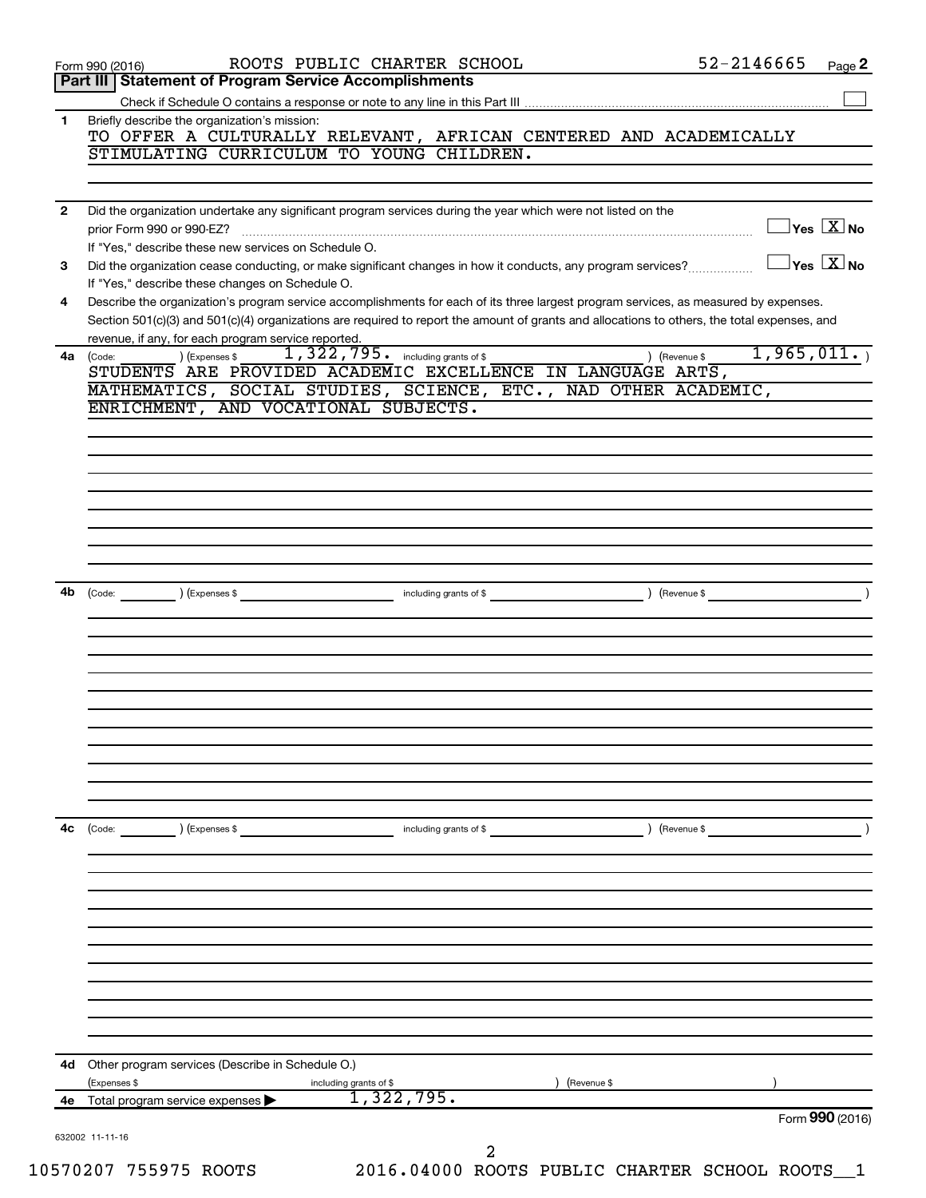Form 990 (2016) ROOTS PUBLIC CHARTER SCHOOL 52-2146665 Page **2**

## Part III | Statement of Program Service Accomplishments

Check if Schedule O contains a response or note to any line in this Part III ☐

**1** Briefly describe the organization's mission:

TO OFFER A CULTURALLY RELEVANT, AFRICAN CENTERED AND ACADEMICALLY STIMULATING CURRICULUM TO YOUNG CHILDREN.

**2** Did the organization undertake any significant program services during the year which were not listed on the prior Form 990 or 990-EZ? ☐ Yes ☒ No

If "Yes," describe these new services on Schedule O.

**3** Did the organization cease conducting, or make significant changes in how it conducts, any program services? ☐ Yes ☒ No

If "Yes," describe these changes on Schedule O.

**4** Describe the organization's program service accomplishments for each of its three largest program services, as measured by expenses. Section 501(c)(3) and 501(c)(4) organizations are required to report the amount of grants and allocations to others, the total expenses, and revenue, if any, for each program service reported.

**4a** (Code: ) (Expenses $ 1,322,795. including grants of $ ) (Revenue $ 1,965,011. )

STUDENTS ARE PROVIDED ACADEMIC EXCELLENCE IN LANGUAGE ARTS, MATHEMATICS, SOCIAL STUDIES, SCIENCE, ETC., NAD OTHER ACADEMIC, ENRICHMENT, AND VOCATIONAL SUBJECTS.

**4b** (Code: ) (Expenses $ including grants of $ ) (Revenue $ )

**4c** (Code: ) (Expenses $ including grants of $ ) (Revenue $ )

**4d** Other program services (Describe in Schedule O.)

(Expenses $ including grants of $ ) (Revenue $ )

**4e** Total program service expenses ▶ 1,322,795.

Form **990** (2016)

632002 11-11-16

10570207 755975 ROOTS 2016.04000 ROOTS PUBLIC CHARTER SCHOOL ROOTS__1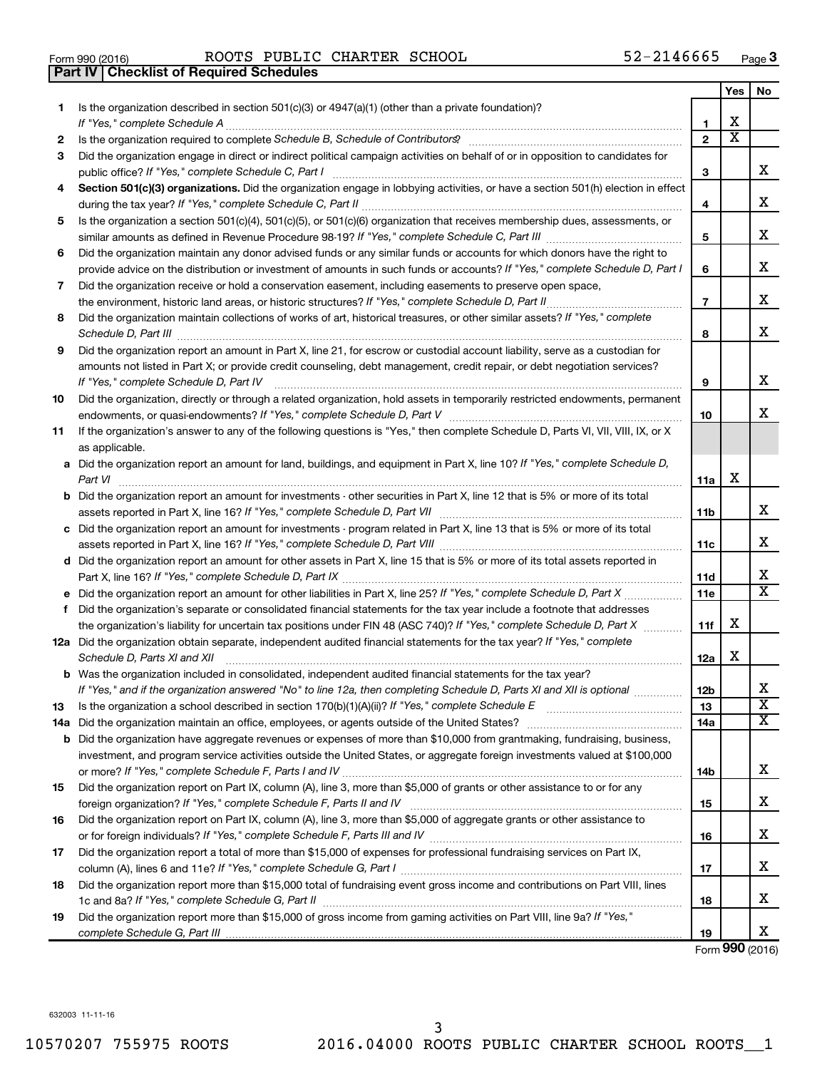Form 990 (2016) ROOTS PUBLIC CHARTER SCHOOL 52-2146665

## Part IV Checklist of Required Schedules

| | | | Yes | No |
|---|---|---|---|---|
| 1 | Is the organization described in section 501(c)(3) or 4947(a)(1) (other than a private foundation)? *If "Yes," complete Schedule A* | 1 | X | |
| 2 | Is the organization required to complete *Schedule B, Schedule of Contributors*? | 2 | X | |
| 3 | Did the organization engage in direct or indirect political campaign activities on behalf of or in opposition to candidates for public office? *If "Yes," complete Schedule C, Part I* | 3 | | X |
| 4 | **Section 501(c)(3) organizations.** Did the organization engage in lobbying activities, or have a section 501(h) election in effect during the tax year? *If "Yes," complete Schedule C, Part II* | 4 | | X |
| 5 | Is the organization a section 501(c)(4), 501(c)(5), or 501(c)(6) organization that receives membership dues, assessments, or similar amounts as defined in Revenue Procedure 98-19? *If "Yes," complete Schedule C, Part III* | 5 | | X |
| 6 | Did the organization maintain any donor advised funds or any similar funds or accounts for which donors have the right to provide advice on the distribution or investment of amounts in such funds or accounts? *If "Yes," complete Schedule D, Part I* | 6 | | X |
| 7 | Did the organization receive or hold a conservation easement, including easements to preserve open space, the environment, historic land areas, or historic structures? *If "Yes," complete Schedule D, Part II* | 7 | | X |
| 8 | Did the organization maintain collections of works of art, historical treasures, or other similar assets? *If "Yes," complete Schedule D, Part III* | 8 | | X |
| 9 | Did the organization report an amount in Part X, line 21, for escrow or custodial account liability, serve as a custodian for amounts not listed in Part X; or provide credit counseling, debt management, credit repair, or debt negotiation services? *If "Yes," complete Schedule D, Part IV* | 9 | | X |
| 10 | Did the organization, directly or through a related organization, hold assets in temporarily restricted endowments, permanent endowments, or quasi-endowments? *If "Yes," complete Schedule D, Part V* | 10 | | X |
| 11 | If the organization's answer to any of the following questions is "Yes," then complete Schedule D, Parts VI, VII, VIII, IX, or X as applicable. | | | |
| a | Did the organization report an amount for land, buildings, and equipment in Part X, line 10? *If "Yes," complete Schedule D, Part VI* | 11a | X | |
| b | Did the organization report an amount for investments - other securities in Part X, line 12 that is 5% or more of its total assets reported in Part X, line 16? *If "Yes," complete Schedule D, Part VII* | 11b | | X |
| c | Did the organization report an amount for investments - program related in Part X, line 13 that is 5% or more of its total assets reported in Part X, line 16? *If "Yes," complete Schedule D, Part VIII* | 11c | | X |
| d | Did the organization report an amount for other assets in Part X, line 15 that is 5% or more of its total assets reported in Part X, line 16? *If "Yes," complete Schedule D, Part IX* | 11d | | X |
| e | Did the organization report an amount for other liabilities in Part X, line 25? *If "Yes," complete Schedule D, Part X* | 11e | | X |
| f | Did the organization's separate or consolidated financial statements for the tax year include a footnote that addresses the organization's liability for uncertain tax positions under FIN 48 (ASC 740)? *If "Yes," complete Schedule D, Part X* | 11f | X | |
| 12a | Did the organization obtain separate, independent audited financial statements for the tax year? *If "Yes," complete Schedule D, Parts XI and XII* | 12a | X | |
| b | Was the organization included in consolidated, independent audited financial statements for the tax year? *If "Yes," and if the organization answered "No" to line 12a, then completing Schedule D, Parts XI and XII is optional* | 12b | | X |
| 13 | Is the organization a school described in section 170(b)(1)(A)(ii)? *If "Yes," complete Schedule E* | 13 | | X |
| 14a | Did the organization maintain an office, employees, or agents outside of the United States? | 14a | | X |
| b | Did the organization have aggregate revenues or expenses of more than $10,000 from grantmaking, fundraising, business, investment, and program service activities outside the United States, or aggregate foreign investments valued at $100,000 or more? *If "Yes," complete Schedule F, Parts I and IV* | 14b | | X |
| 15 | Did the organization report on Part IX, column (A), line 3, more than $5,000 of grants or other assistance to or for any foreign organization? *If "Yes," complete Schedule F, Parts II and IV* | 15 | | X |
| 16 | Did the organization report on Part IX, column (A), line 3, more than $5,000 of aggregate grants or other assistance to or for foreign individuals? *If "Yes," complete Schedule F, Parts III and IV* | 16 | | X |
| 17 | Did the organization report a total of more than $15,000 of expenses for professional fundraising services on Part IX, column (A), lines 6 and 11e? *If "Yes," complete Schedule G, Part I* | 17 | | X |
| 18 | Did the organization report more than $15,000 total of fundraising event gross income and contributions on Part VIII, lines 1c and 8a? *If "Yes," complete Schedule G, Part II* | 18 | | X |
| 19 | Did the organization report more than $15,000 of gross income from gaming activities on Part VIII, line 9a? *If "Yes," complete Schedule G, Part III* | 19 | | X |

Form **990** (2016)

632003 11-11-16

10570207 755975 ROOTS 2016.04000 ROOTS PUBLIC CHARTER SCHOOL ROOTS__1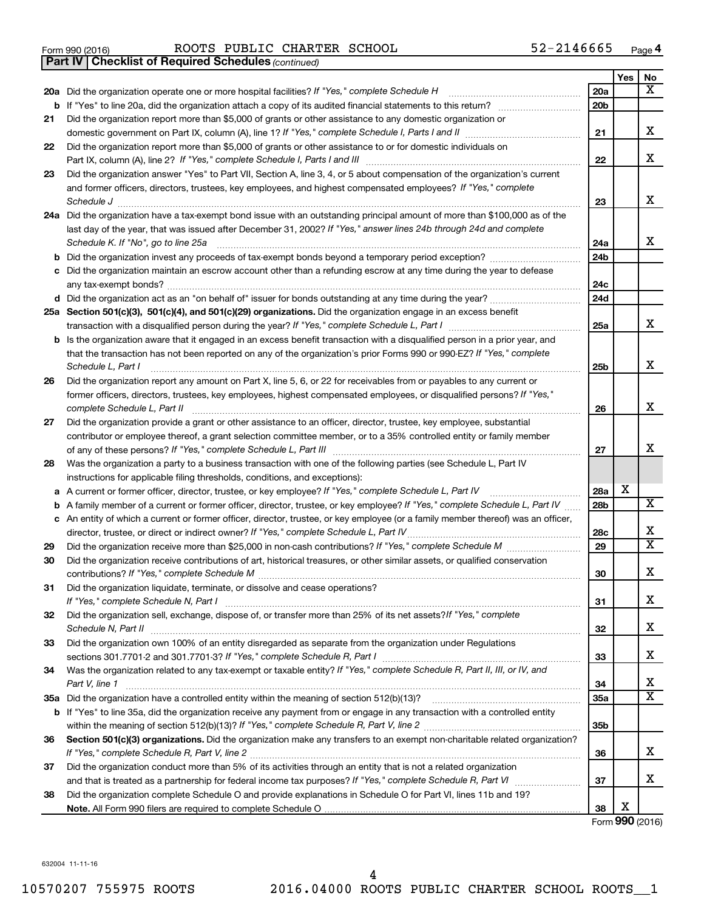Form 990 (2016) ROOTS PUBLIC CHARTER SCHOOL 52-2146665 Page **4**

**Part IV | Checklist of Required Schedules** *(continued)*

| | | | Yes | No |
|---|---|---|---|---|
| **20a** | Did the organization operate one or more hospital facilities? *If "Yes," complete Schedule H* | 20a | | X |
| **b** | If "Yes" to line 20a, did the organization attach a copy of its audited financial statements to this return? | 20b | | |
| **21** | Did the organization report more than $5,000 of grants or other assistance to any domestic organization or domestic government on Part IX, column (A), line 1? *If "Yes," complete Schedule I, Parts I and II* | 21 | | X |
| **22** | Did the organization report more than $5,000 of grants or other assistance to or for domestic individuals on Part IX, column (A), line 2? *If "Yes," complete Schedule I, Parts I and III* | 22 | | X |
| **23** | Did the organization answer "Yes" to Part VII, Section A, line 3, 4, or 5 about compensation of the organization's current and former officers, directors, trustees, key employees, and highest compensated employees? *If "Yes," complete Schedule J* | 23 | | X |
| **24a** | Did the organization have a tax-exempt bond issue with an outstanding principal amount of more than $100,000 as of the last day of the year, that was issued after December 31, 2002? *If "Yes," answer lines 24b through 24d and complete Schedule K. If "No", go to line 25a* | 24a | | X |
| **b** | Did the organization invest any proceeds of tax-exempt bonds beyond a temporary period exception? | 24b | | |
| **c** | Did the organization maintain an escrow account other than a refunding escrow at any time during the year to defease any tax-exempt bonds? | 24c | | |
| **d** | Did the organization act as an "on behalf of" issuer for bonds outstanding at any time during the year? | 24d | | |
| **25a** | **Section 501(c)(3), 501(c)(4), and 501(c)(29) organizations.** Did the organization engage in an excess benefit transaction with a disqualified person during the year? *If "Yes," complete Schedule L, Part I* | 25a | | X |
| **b** | Is the organization aware that it engaged in an excess benefit transaction with a disqualified person in a prior year, and that the transaction has not been reported on any of the organization's prior Forms 990 or 990-EZ? *If "Yes," complete Schedule L, Part I* | 25b | | X |
| **26** | Did the organization report any amount on Part X, line 5, 6, or 22 for receivables from or payables to any current or former officers, directors, trustees, key employees, highest compensated employees, or disqualified persons? *If "Yes," complete Schedule L, Part II* | 26 | | X |
| **27** | Did the organization provide a grant or other assistance to an officer, director, trustee, key employee, substantial contributor or employee thereof, a grant selection committee member, or to a 35% controlled entity or family member of any of these persons? *If "Yes," complete Schedule L, Part III* | 27 | | X |
| **28** | Was the organization a party to a business transaction with one of the following parties (see Schedule L, Part IV instructions for applicable filing thresholds, conditions, and exceptions): | | | |
| **a** | A current or former officer, director, trustee, or key employee? *If "Yes," complete Schedule L, Part IV* | 28a | X | |
| **b** | A family member of a current or former officer, director, trustee, or key employee? *If "Yes," complete Schedule L, Part IV* | 28b | | X |
| **c** | An entity of which a current or former officer, director, trustee, or key employee (or a family member thereof) was an officer, director, trustee, or direct or indirect owner? *If "Yes," complete Schedule L, Part IV* | 28c | | X |
| **29** | Did the organization receive more than $25,000 in non-cash contributions? *If "Yes," complete Schedule M* | 29 | | X |
| **30** | Did the organization receive contributions of art, historical treasures, or other similar assets, or qualified conservation contributions? *If "Yes," complete Schedule M* | 30 | | X |
| **31** | Did the organization liquidate, terminate, or dissolve and cease operations? *If "Yes," complete Schedule N, Part I* | 31 | | X |
| **32** | Did the organization sell, exchange, dispose of, or transfer more than 25% of its net assets? *If "Yes," complete Schedule N, Part II* | 32 | | X |
| **33** | Did the organization own 100% of an entity disregarded as separate from the organization under Regulations sections 301.7701-2 and 301.7701-3? *If "Yes," complete Schedule R, Part I* | 33 | | X |
| **34** | Was the organization related to any tax-exempt or taxable entity? *If "Yes," complete Schedule R, Part II, III, or IV, and Part V, line 1* | 34 | | X |
| **35a** | Did the organization have a controlled entity within the meaning of section 512(b)(13)? | 35a | | X |
| **b** | If "Yes" to line 35a, did the organization receive any payment from or engage in any transaction with a controlled entity within the meaning of section 512(b)(13)? *If "Yes," complete Schedule R, Part V, line 2* | 35b | | |
| **36** | **Section 501(c)(3) organizations.** Did the organization make any transfers to an exempt non-charitable related organization? *If "Yes," complete Schedule R, Part V, line 2* | 36 | | X |
| **37** | Did the organization conduct more than 5% of its activities through an entity that is not a related organization and that is treated as a partnership for federal income tax purposes? *If "Yes," complete Schedule R, Part VI* | 37 | | X |
| **38** | Did the organization complete Schedule O and provide explanations in Schedule O for Part VI, lines 11b and 19? **Note.** All Form 990 filers are required to complete Schedule O | 38 | X | |

Form **990** (2016)

632004 11-11-16

10570207 755975 ROOTS 2016.04000 ROOTS PUBLIC CHARTER SCHOOL ROOTS__1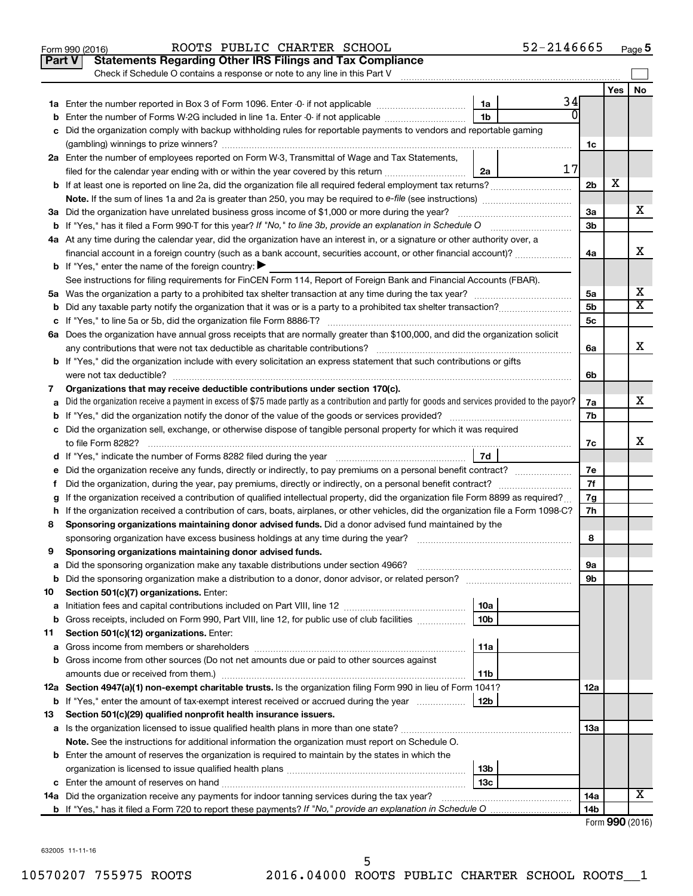Form 990 (2016) ROOTS PUBLIC CHARTER SCHOOL 52-2146665 Page 5

## Part V Statements Regarding Other IRS Filings and Tax Compliance

Check if Schedule O contains a response or note to any line in this Part V

| | | | | | Yes | No |
|---|---|---|---|---|---|---|
| **1a** | Enter the number reported in Box 3 of Form 1096. Enter -0- if not applicable | 1a | 34 | | | |
| **b** | Enter the number of Forms W-2G included in line 1a. Enter -0- if not applicable | 1b | 0 | | | |
| **c** | Did the organization comply with backup withholding rules for reportable payments to vendors and reportable gaming (gambling) winnings to prize winners? | | | 1c | | |
| **2a** | Enter the number of employees reported on Form W-3, Transmittal of Wage and Tax Statements, filed for the calendar year ending with or within the year covered by this return | 2a | 17 | | | |
| **b** | If at least one is reported on line 2a, did the organization file all required federal employment tax returns? | | | 2b | X | |
| | **Note.** If the sum of lines 1a and 2a is greater than 250, you may be required to *e-file* (see instructions) | | | | | |
| **3a** | Did the organization have unrelated business gross income of $1,000 or more during the year? | | | 3a | | X |
| **b** | If "Yes," has it filed a Form 990-T for this year? *If "No," to line 3b, provide an explanation in Schedule O* | | | 3b | | |
| **4a** | At any time during the calendar year, did the organization have an interest in, or a signature or other authority over, a financial account in a foreign country (such as a bank account, securities account, or other financial account)? | | | 4a | | X |
| **b** | If "Yes," enter the name of the foreign country: ▶ | | | | | |
| | See instructions for filing requirements for FinCEN Form 114, Report of Foreign Bank and Financial Accounts (FBAR). | | | | | |
| **5a** | Was the organization a party to a prohibited tax shelter transaction at any time during the tax year? | | | 5a | | X |
| **b** | Did any taxable party notify the organization that it was or is a party to a prohibited tax shelter transaction? | | | 5b | | X |
| **c** | If "Yes," to line 5a or 5b, did the organization file Form 8886-T? | | | 5c | | |
| **6a** | Does the organization have annual gross receipts that are normally greater than $100,000, and did the organization solicit any contributions that were not tax deductible as charitable contributions? | | | 6a | | X |
| **b** | If "Yes," did the organization include with every solicitation an express statement that such contributions or gifts were not tax deductible? | | | 6b | | |
| **7** | **Organizations that may receive deductible contributions under section 170(c).** | | | | | |
| **a** | Did the organization receive a payment in excess of $75 made partly as a contribution and partly for goods and services provided to the payor? | | | 7a | | X |
| **b** | If "Yes," did the organization notify the donor of the value of the goods or services provided? | | | 7b | | |
| **c** | Did the organization sell, exchange, or otherwise dispose of tangible personal property for which it was required to file Form 8282? | | | 7c | | X |
| **d** | If "Yes," indicate the number of Forms 8282 filed during the year | 7d | | | | |
| **e** | Did the organization receive any funds, directly or indirectly, to pay premiums on a personal benefit contract? | | | 7e | | |
| **f** | Did the organization, during the year, pay premiums, directly or indirectly, on a personal benefit contract? | | | 7f | | |
| **g** | If the organization received a contribution of qualified intellectual property, did the organization file Form 8899 as required? | | | 7g | | |
| **h** | If the organization received a contribution of cars, boats, airplanes, or other vehicles, did the organization file a Form 1098-C? | | | 7h | | |
| **8** | **Sponsoring organizations maintaining donor advised funds.** Did a donor advised fund maintained by the sponsoring organization have excess business holdings at any time during the year? | | | 8 | | |
| **9** | **Sponsoring organizations maintaining donor advised funds.** | | | | | |
| **a** | Did the sponsoring organization make any taxable distributions under section 4966? | | | 9a | | |
| **b** | Did the sponsoring organization make a distribution to a donor, donor advisor, or related person? | | | 9b | | |
| **10** | **Section 501(c)(7) organizations.** Enter: | | | | | |
| **a** | Initiation fees and capital contributions included on Part VIII, line 12 | 10a | | | | |
| **b** | Gross receipts, included on Form 990, Part VIII, line 12, for public use of club facilities | 10b | | | | |
| **11** | **Section 501(c)(12) organizations.** Enter: | | | | | |
| **a** | Gross income from members or shareholders | 11a | | | | |
| **b** | Gross income from other sources (Do not net amounts due or paid to other sources against amounts due or received from them.) | 11b | | | | |
| **12a** | **Section 4947(a)(1) non-exempt charitable trusts.** Is the organization filing Form 990 in lieu of Form 1041? | | | 12a | | |
| **b** | If "Yes," enter the amount of tax-exempt interest received or accrued during the year | 12b | | | | |
| **13** | **Section 501(c)(29) qualified nonprofit health insurance issuers.** | | | | | |
| **a** | Is the organization licensed to issue qualified health plans in more than one state? | | | 13a | | |
| | **Note.** See the instructions for additional information the organization must report on Schedule O. | | | | | |
| **b** | Enter the amount of reserves the organization is required to maintain by the states in which the organization is licensed to issue qualified health plans | 13b | | | | |
| **c** | Enter the amount of reserves on hand | 13c | | | | |
| **14a** | Did the organization receive any payments for indoor tanning services during the tax year? | | | 14a | | X |
| **b** | If "Yes," has it filed a Form 720 to report these payments? *If "No," provide an explanation in Schedule O* | | | 14b | | |

Form **990** (2016)

632005 11-11-16

10570207 755975 ROOTS 2016.04000 ROOTS PUBLIC CHARTER SCHOOL ROOTS__1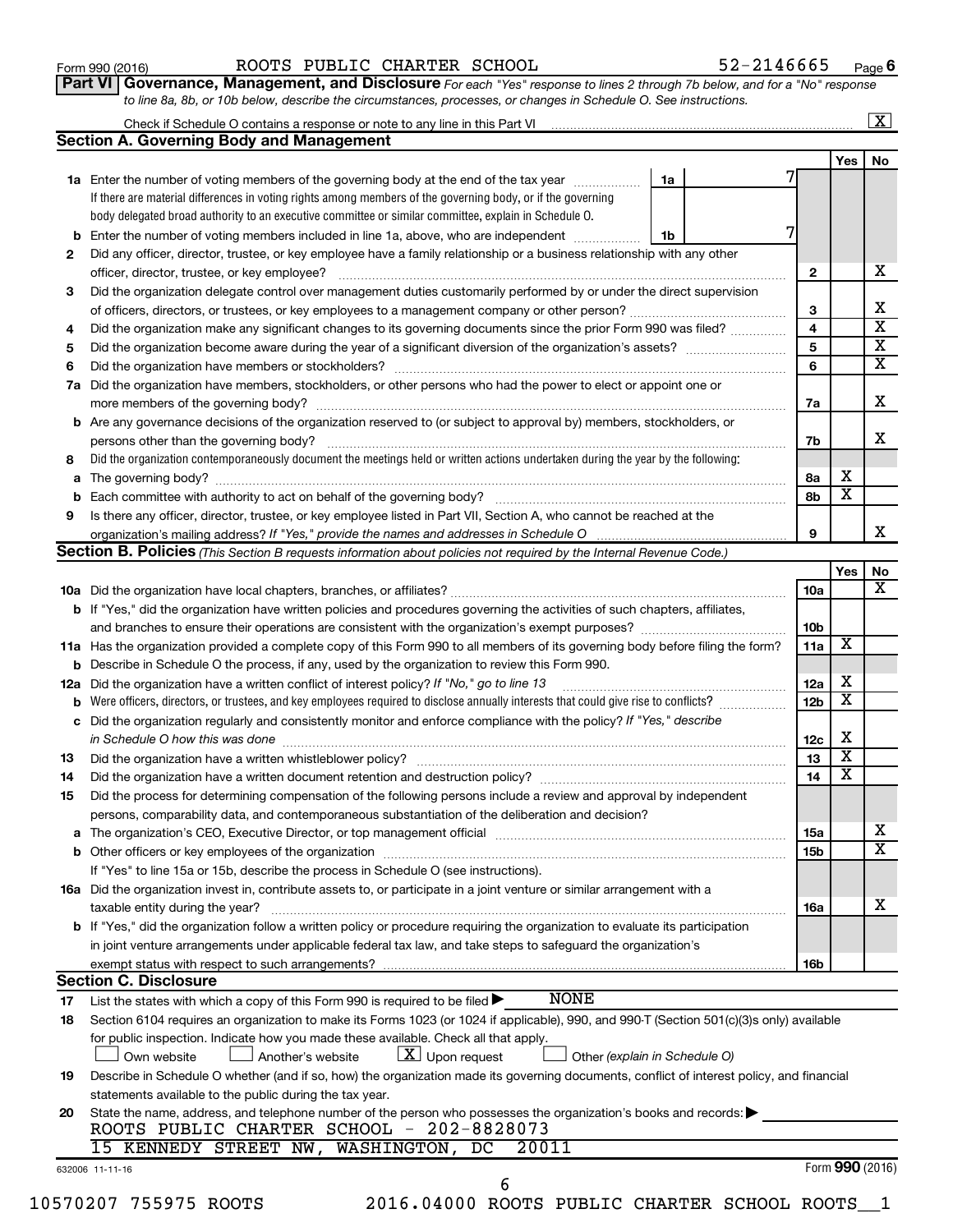Form 990 (2016) ROOTS PUBLIC CHARTER SCHOOL 52-2146665 Page 6

**Part VI Governance, Management, and Disclosure** *For each "Yes" response to lines 2 through 7b below, and for a "No" response to line 8a, 8b, or 10b below, describe the circumstances, processes, or changes in Schedule O. See instructions.*

Check if Schedule O contains a response or note to any line in this Part VI ☒

## Section A. Governing Body and Management

| | | | Yes | No |
|---|---|---|---|---|
| 1a | Enter the number of voting members of the governing body at the end of the tax year — 1a: 7. If there are material differences in voting rights among members of the governing body, or if the governing body delegated broad authority to an executive committee or similar committee, explain in Schedule O. | | | |
| b | Enter the number of voting members included in line 1a, above, who are independent — 1b: 7 | | | |
| 2 | Did any officer, director, trustee, or key employee have a family relationship or a business relationship with any other officer, director, trustee, or key employee? | 2 | | X |
| 3 | Did the organization delegate control over management duties customarily performed by or under the direct supervision of officers, directors, or trustees, or key employees to a management company or other person? | 3 | | X |
| 4 | Did the organization make any significant changes to its governing documents since the prior Form 990 was filed? | 4 | | X |
| 5 | Did the organization become aware during the year of a significant diversion of the organization's assets? | 5 | | X |
| 6 | Did the organization have members or stockholders? | 6 | | X |
| 7a | Did the organization have members, stockholders, or other persons who had the power to elect or appoint one or more members of the governing body? | 7a | | X |
| b | Are any governance decisions of the organization reserved to (or subject to approval by) members, stockholders, or persons other than the governing body? | 7b | | X |
| 8 | Did the organization contemporaneously document the meetings held or written actions undertaken during the year by the following: | | | |
| a | The governing body? | 8a | X | |
| b | Each committee with authority to act on behalf of the governing body? | 8b | X | |
| 9 | Is there any officer, director, trustee, or key employee listed in Part VII, Section A, who cannot be reached at the organization's mailing address? *If "Yes," provide the names and addresses in Schedule O* | 9 | | X |

## Section B. Policies *(This Section B requests information about policies not required by the Internal Revenue Code.)*

| | | | Yes | No |
|---|---|---|---|---|
| 10a | Did the organization have local chapters, branches, or affiliates? | 10a | | X |
| b | If "Yes," did the organization have written policies and procedures governing the activities of such chapters, affiliates, and branches to ensure their operations are consistent with the organization's exempt purposes? | 10b | | |
| 11a | Has the organization provided a complete copy of this Form 990 to all members of its governing body before filing the form? | 11a | X | |
| b | Describe in Schedule O the process, if any, used by the organization to review this Form 990. | | | |
| 12a | Did the organization have a written conflict of interest policy? *If "No," go to line 13* | 12a | X | |
| b | Were officers, directors, or trustees, and key employees required to disclose annually interests that could give rise to conflicts? | 12b | X | |
| c | Did the organization regularly and consistently monitor and enforce compliance with the policy? *If "Yes," describe in Schedule O how this was done* | 12c | X | |
| 13 | Did the organization have a written whistleblower policy? | 13 | X | |
| 14 | Did the organization have a written document retention and destruction policy? | 14 | X | |
| 15 | Did the process for determining compensation of the following persons include a review and approval by independent persons, comparability data, and contemporaneous substantiation of the deliberation and decision? | | | |
| a | The organization's CEO, Executive Director, or top management official | 15a | | X |
| b | Other officers or key employees of the organization | 15b | | X |
| | If "Yes" to line 15a or 15b, describe the process in Schedule O (see instructions). | | | |
| 16a | Did the organization invest in, contribute assets to, or participate in a joint venture or similar arrangement with a taxable entity during the year? | 16a | | X |
| b | If "Yes," did the organization follow a written policy or procedure requiring the organization to evaluate its participation in joint venture arrangements under applicable federal tax law, and take steps to safeguard the organization's exempt status with respect to such arrangements? | 16b | | |

## Section C. Disclosure

17 List the states with which a copy of this Form 990 is required to be filed ▶ NONE

18 Section 6104 requires an organization to make its Forms 1023 (or 1024 if applicable), 990, and 990-T (Section 501(c)(3)s only) available for public inspection. Indicate how you made these available. Check all that apply.

☐ Own website ☐ Another's website ☒ Upon request ☐ Other *(explain in Schedule O)*

19 Describe in Schedule O whether (and if so, how) the organization made its governing documents, conflict of interest policy, and financial statements available to the public during the tax year.

20 State the name, address, and telephone number of the person who possesses the organization's books and records: ▶

ROOTS PUBLIC CHARTER SCHOOL - 202-8828073
15 KENNEDY STREET NW, WASHINGTON, DC 20011

632006 11-11-16 Form **990** (2016)

10570207 755975 ROOTS 2016.04000 ROOTS PUBLIC CHARTER SCHOOL ROOTS__1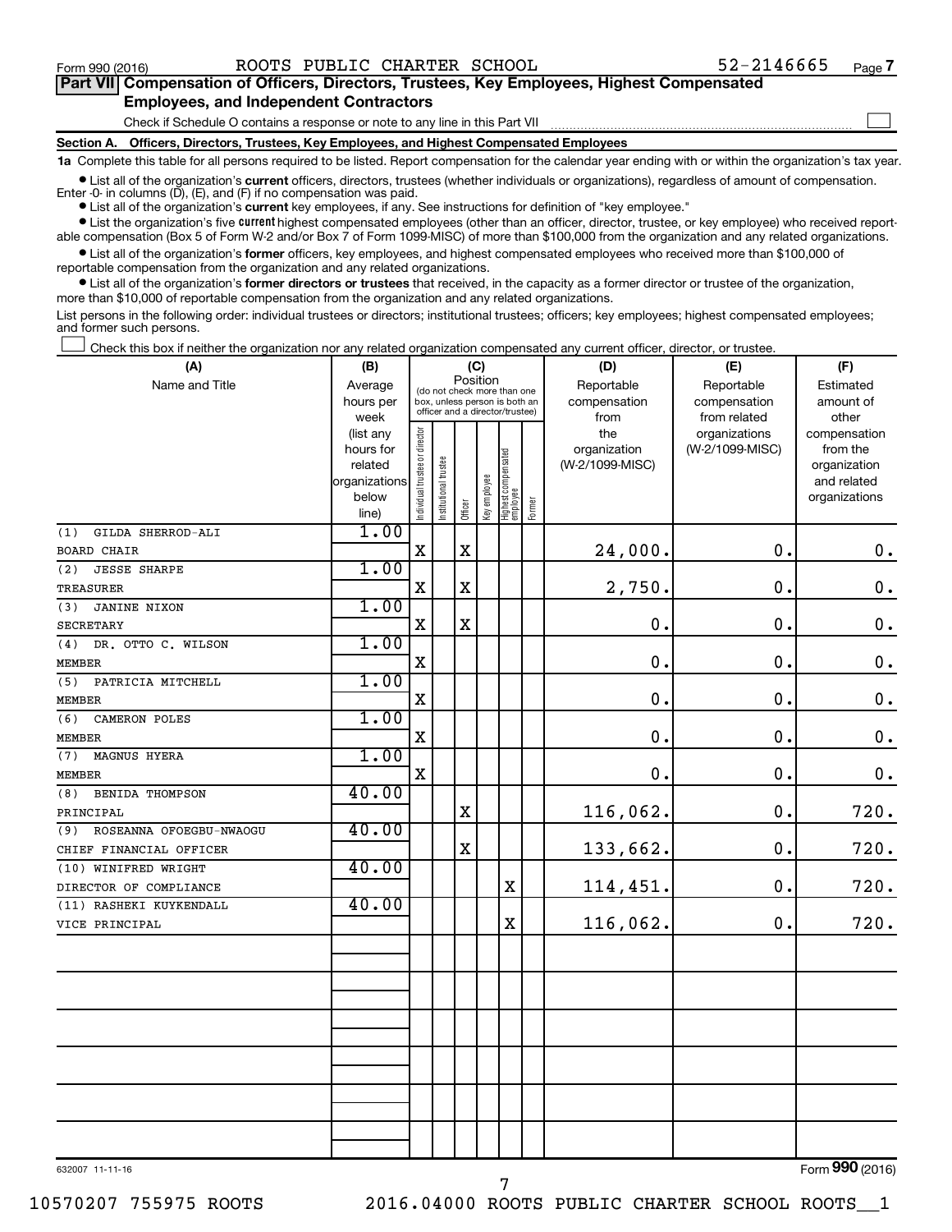Form 990 (2016) ROOTS PUBLIC CHARTER SCHOOL 52-2146665

## Part VII Compensation of Officers, Directors, Trustees, Key Employees, Highest Compensated Employees, and Independent Contractors

Check if Schedule O contains a response or note to any line in this Part VII

### Section A. Officers, Directors, Trustees, Key Employees, and Highest Compensated Employees

**1a** Complete this table for all persons required to be listed. Report compensation for the calendar year ending with or within the organization's tax year.

- List all of the organization's **current** officers, directors, trustees (whether individuals or organizations), regardless of amount of compensation. Enter -0- in columns (D), (E), and (F) if no compensation was paid.
- List all of the organization's **current** key employees, if any. See instructions for definition of "key employee."
- List the organization's five **current** highest compensated employees (other than an officer, director, trustee, or key employee) who received reportable compensation (Box 5 of Form W-2 and/or Box 7 of Form 1099-MISC) of more than $100,000 from the organization and any related organizations.
- List all of the organization's **former** officers, key employees, and highest compensated employees who received more than $100,000 of reportable compensation from the organization and any related organizations.
- List all of the organization's **former directors or trustees** that received, in the capacity as a former director or trustee of the organization, more than $10,000 of reportable compensation from the organization and any related organizations.

List persons in the following order: individual trustees or directors; institutional trustees; officers; key employees; highest compensated employees; and former such persons.

Check this box if neither the organization nor any related organization compensated any current officer, director, or trustee.

| (A) Name and Title | (B) Average hours per week (list any hours for related organizations below line) | (C) Position: Individual trustee or director | Institutional trustee | Officer | Key employee | Highest compensated employee | Former | (D) Reportable compensation from the organization (W-2/1099-MISC) | (E) Reportable compensation from related organizations (W-2/1099-MISC) | (F) Estimated amount of other compensation from the organization and related organizations |
|---|---|---|---|---|---|---|---|---|---|---|
| (1) GILDA SHERROD-ALI<br>BOARD CHAIR | 1.00 | X | | X | | | | 24,000. | 0. | 0. |
| (2) JESSE SHARPE<br>TREASURER | 1.00 | X | | X | | | | 2,750. | 0. | 0. |
| (3) JANINE NIXON<br>SECRETARY | 1.00 | X | | X | | | | 0. | 0. | 0. |
| (4) DR. OTTO C. WILSON<br>MEMBER | 1.00 | X | | | | | | 0. | 0. | 0. |
| (5) PATRICIA MITCHELL<br>MEMBER | 1.00 | X | | | | | | 0. | 0. | 0. |
| (6) CAMERON POLES<br>MEMBER | 1.00 | X | | | | | | 0. | 0. | 0. |
| (7) MAGNUS HYERA<br>MEMBER | 1.00 | X | | | | | | 0. | 0. | 0. |
| (8) BENIDA THOMPSON<br>PRINCIPAL | 40.00 | | | X | | | | 116,062. | 0. | 720. |
| (9) ROSEANNA OFOEGBU-NWAOGU<br>CHIEF FINANCIAL OFFICER | 40.00 | | | X | | | | 133,662. | 0. | 720. |
| (10) WINIFRED WRIGHT<br>DIRECTOR OF COMPLIANCE | 40.00 | | | | | X | | 114,451. | 0. | 720. |
| (11) RASHEKI KUYKENDALL<br>VICE PRINCIPAL | 40.00 | | | | | X | | 116,062. | 0. | 720. |

632007 11-11-16

Form **990** (2016)

10570207 755975 ROOTS 2016.04000 ROOTS PUBLIC CHARTER SCHOOL ROOTS__1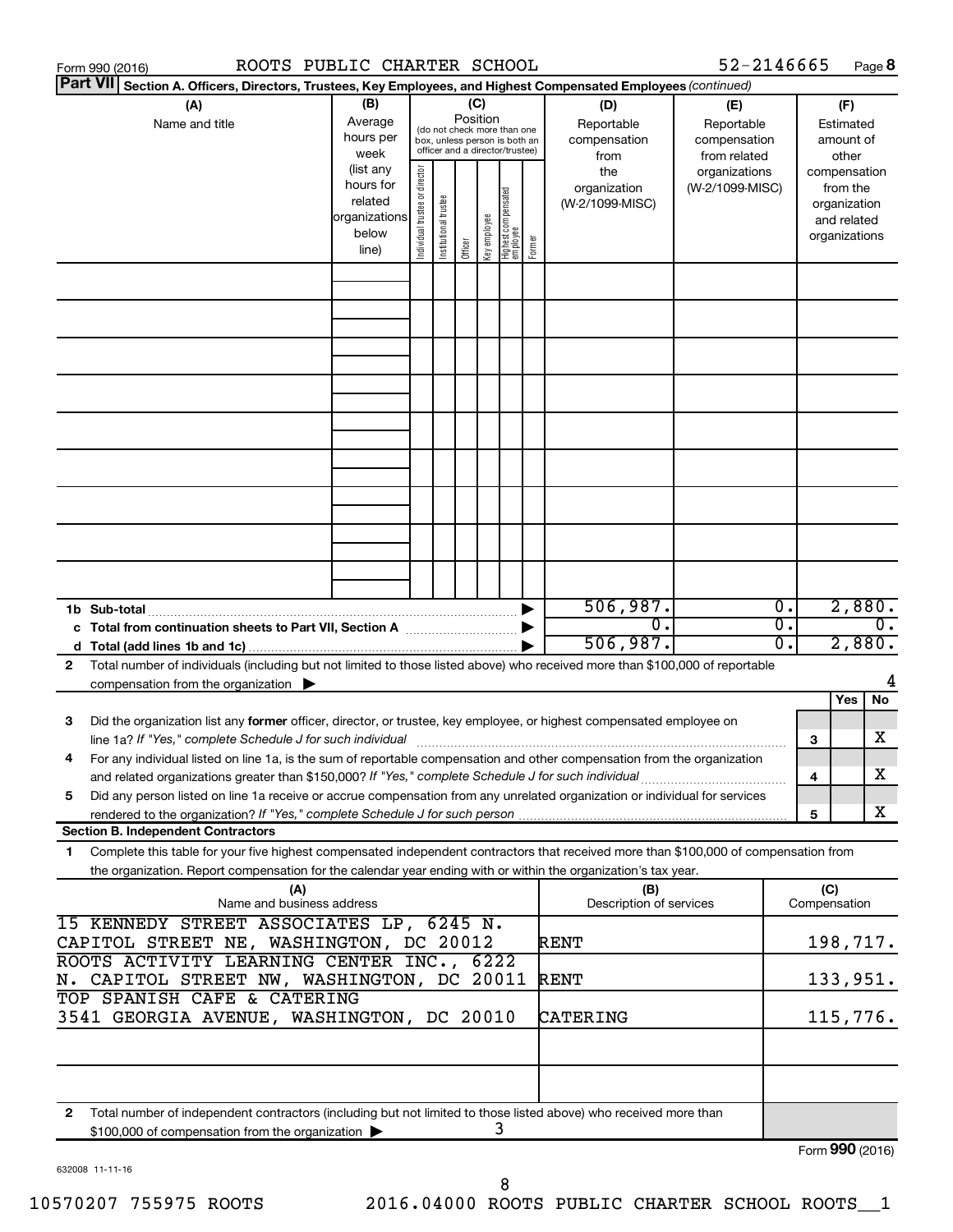Form 990 (2016) ROOTS PUBLIC CHARTER SCHOOL 52-2146665 Page 8

**Part VII Section A. Officers, Directors, Trustees, Key Employees, and Highest Compensated Employees** *(continued)*

| (A) Name and title | (B) Average hours per week (list any hours for related organizations below line) | (C) Position (do not check more than one box, unless person is both an officer and a director/trustee): Individual trustee or director | Institutional trustee | Officer | Key employee | Highest compensated employee | Former | (D) Reportable compensation from the organization (W-2/1099-MISC) | (E) Reportable compensation from related organizations (W-2/1099-MISC) | (F) Estimated amount of other compensation from the organization and related organizations |
|---|---|---|---|---|---|---|---|---|---|---|
| | | | | | | | | | | |
| **1b Sub-total** | | | | | | | | 506,987. | 0. | 2,880. |
| **c Total from continuation sheets to Part VII, Section A** | | | | | | | | 0. | 0. | 0. |
| **d Total (add lines 1b and 1c)** | | | | | | | | 506,987. | 0. | 2,880. |

**2** Total number of individuals (including but not limited to those listed above) who received more than $100,000 of reportable compensation from the organization ▶ 4

| | | Yes | No |
|---|---|---|---|
| **3** Did the organization list any **former** officer, director, or trustee, key employee, or highest compensated employee on line 1a? *If "Yes," complete Schedule J for such individual* | 3 | | X |
| **4** For any individual listed on line 1a, is the sum of reportable compensation and other compensation from the organization and related organizations greater than $150,000? *If "Yes," complete Schedule J for such individual* | 4 | | X |
| **5** Did any person listed on line 1a receive or accrue compensation from any unrelated organization or individual for services rendered to the organization? *If "Yes," complete Schedule J for such person* | 5 | | X |

**Section B. Independent Contractors**

**1** Complete this table for your five highest compensated independent contractors that received more than $100,000 of compensation from the organization. Report compensation for the calendar year ending with or within the organization's tax year.

| (A) Name and business address | (B) Description of services | (C) Compensation |
|---|---|---|
| 15 KENNEDY STREET ASSOCIATES LP, 6245 N. CAPITOL STREET NE, WASHINGTON, DC 20012 | RENT | 198,717. |
| ROOTS ACTIVITY LEARNING CENTER INC., 6222 N. CAPITOL STREET NW, WASHINGTON, DC 20011 | RENT | 133,951. |
| TOP SPANISH CAFE & CATERING 3541 GEORGIA AVENUE, WASHINGTON, DC 20010 | CATERING | 115,776. |
| | | |
| | | |

**2** Total number of independent contractors (including but not limited to those listed above) who received more than $100,000 of compensation from the organization ▶ 3

Form **990** (2016)

632008 11-11-16

10570207 755975 ROOTS 2016.04000 ROOTS PUBLIC CHARTER SCHOOL ROOTS__1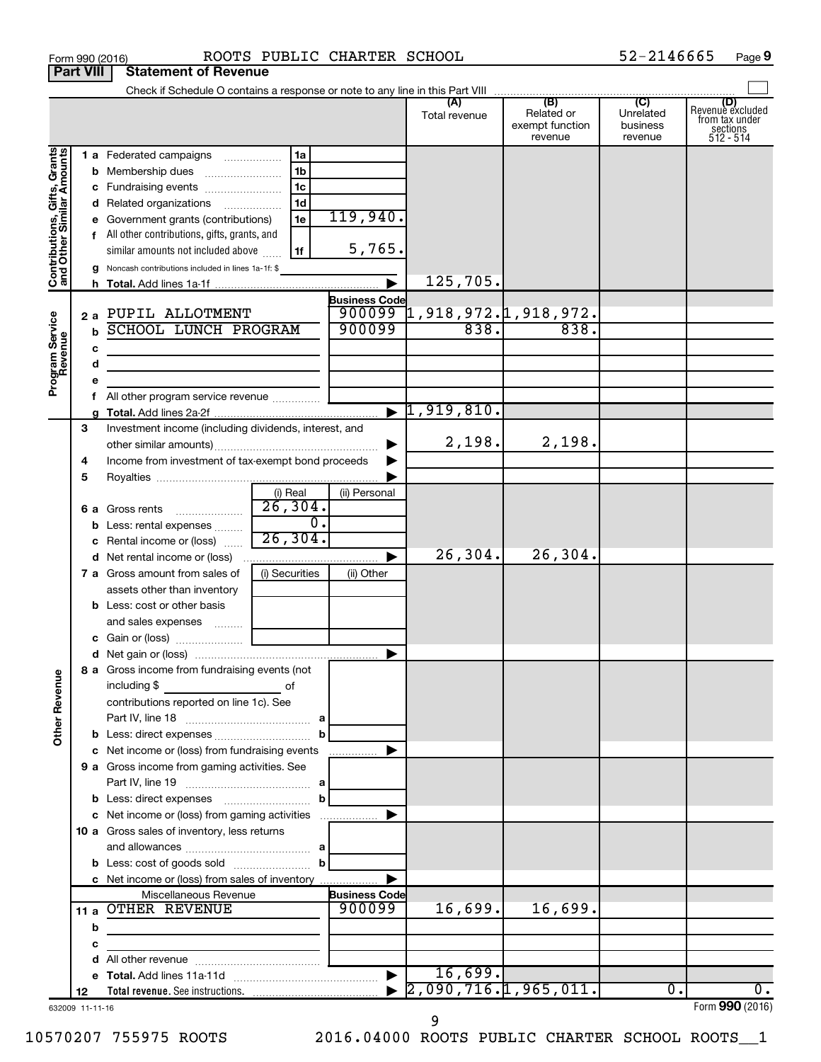Form 990 (2016) ROOTS PUBLIC CHARTER SCHOOL 52-2146665 Page **9**

## Part VIII Statement of Revenue

Check if Schedule O contains a response or note to any line in this Part VIII

| | | | | (A) Total revenue | (B) Related or exempt function revenue | (C) Unrelated business revenue | (D) Revenue excluded from tax under sections 512 - 514 |
|---|---|---|---|---|---|---|---|
| **Contributions, Gifts, Grants and Other Similar Amounts** | 1 a Federated campaigns | 1a | | | | | |
| | b Membership dues | 1b | | | | | |
| | c Fundraising events | 1c | | | | | |
| | d Related organizations | 1d | | | | | |
| | e Government grants (contributions) | 1e | 119,940. | | | | |
| | f All other contributions, gifts, grants, and similar amounts not included above | 1f | 5,765. | | | | |
| | g Noncash contributions included in lines 1a-1f: $ | | | | | | |
| | h **Total.** Add lines 1a-1f | | | 125,705. | | | |
| **Program Service Revenue** | | | **Business Code** | | | | |
| | 2 a PUPIL ALLOTMENT | | 900099 | 1,918,972. | 1,918,972. | | |
| | b SCHOOL LUNCH PROGRAM | | 900099 | 838. | 838. | | |
| | c | | | | | | |
| | d | | | | | | |
| | e | | | | | | |
| | f All other program service revenue | | | | | | |
| | g **Total.** Add lines 2a-2f | | | 1,919,810. | | | |
| **Other Revenue** | 3 Investment income (including dividends, interest, and other similar amounts) | | | 2,198. | 2,198. | | |
| | 4 Income from investment of tax-exempt bond proceeds | | | | | | |
| | 5 Royalties | | | | | | |
| | | (i) Real | (ii) Personal | | | | |
| | 6 a Gross rents | 26,304. | | | | | |
| | b Less: rental expenses | 0. | | | | | |
| | c Rental income or (loss) | 26,304. | | | | | |
| | d Net rental income or (loss) | | | 26,304. | 26,304. | | |
| | | (i) Securities | (ii) Other | | | | |
| | 7 a Gross amount from sales of assets other than inventory | | | | | | |
| | b Less: cost or other basis and sales expenses | | | | | | |
| | c Gain or (loss) | | | | | | |
| | d Net gain or (loss) | | | | | | |
| | 8 a Gross income from fundraising events (not including $ of contributions reported on line 1c). See Part IV, line 18 | a | | | | | |
| | b Less: direct expenses | b | | | | | |
| | c Net income or (loss) from fundraising events | | | | | | |
| | 9 a Gross income from gaming activities. See Part IV, line 19 | a | | | | | |
| | b Less: direct expenses | b | | | | | |
| | c Net income or (loss) from gaming activities | | | | | | |
| | 10 a Gross sales of inventory, less returns and allowances | a | | | | | |
| | b Less: cost of goods sold | b | | | | | |
| | c Net income or (loss) from sales of inventory | | | | | | |
| | Miscellaneous Revenue | | **Business Code** | | | | |
| | 11 a OTHER REVENUE | | 900099 | 16,699. | 16,699. | | |
| | b | | | | | | |
| | c | | | | | | |
| | d All other revenue | | | | | | |
| | e **Total.** Add lines 11a-11d | | | 16,699. | | | |
| | 12 **Total revenue.** See instructions. | | | 2,090,716. | 1,965,011. | 0. | 0. |

632009 11-11-16

Form **990** (2016)

10570207 755975 ROOTS 2016.04000 ROOTS PUBLIC CHARTER SCHOOL ROOTS__1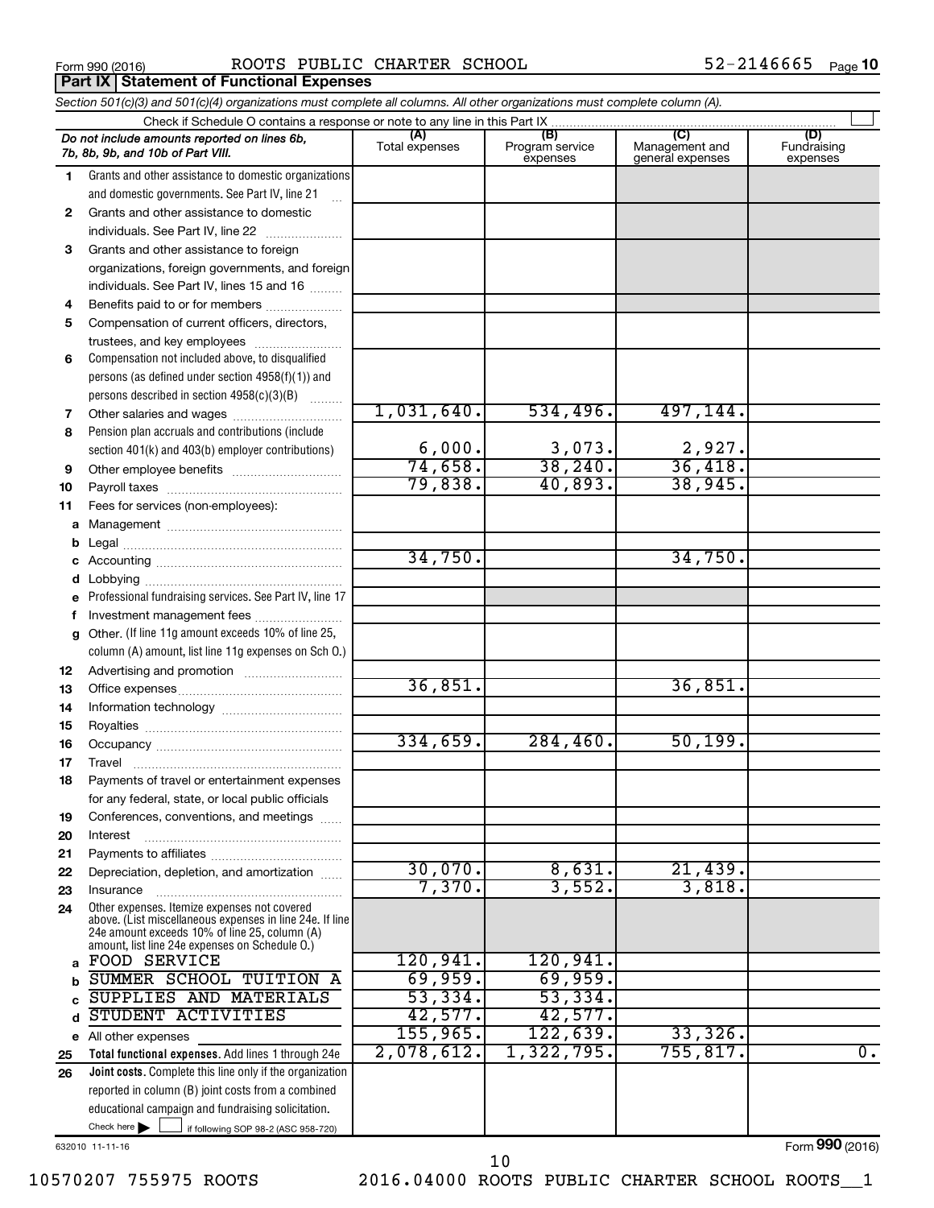Form 990 (2016) ROOTS PUBLIC CHARTER SCHOOL 52-2146665 Page **10**

## Part IX Statement of Functional Expenses

*Section 501(c)(3) and 501(c)(4) organizations must complete all columns. All other organizations must complete column (A).*

Check if Schedule O contains a response or note to any line in this Part IX

| | *Do not include amounts reported on lines 6b, 7b, 8b, 9b, and 10b of Part VIII.* | (A) Total expenses | (B) Program service expenses | (C) Management and general expenses | (D) Fundraising expenses |
|---|---|---|---|---|---|
| 1 | Grants and other assistance to domestic organizations and domestic governments. See Part IV, line 21 | | | | |
| 2 | Grants and other assistance to domestic individuals. See Part IV, line 22 | | | | |
| 3 | Grants and other assistance to foreign organizations, foreign governments, and foreign individuals. See Part IV, lines 15 and 16 | | | | |
| 4 | Benefits paid to or for members | | | | |
| 5 | Compensation of current officers, directors, trustees, and key employees | | | | |
| 6 | Compensation not included above, to disqualified persons (as defined under section 4958(f)(1)) and persons described in section 4958(c)(3)(B) | | | | |
| 7 | Other salaries and wages | 1,031,640. | 534,496. | 497,144. | |
| 8 | Pension plan accruals and contributions (include section 401(k) and 403(b) employer contributions) | 6,000. | 3,073. | 2,927. | |
| 9 | Other employee benefits | 74,658. | 38,240. | 36,418. | |
| 10 | Payroll taxes | 79,838. | 40,893. | 38,945. | |
| 11 | Fees for services (non-employees): | | | | |
| a | Management | | | | |
| b | Legal | | | | |
| c | Accounting | 34,750. | | 34,750. | |
| d | Lobbying | | | | |
| e | Professional fundraising services. See Part IV, line 17 | | | | |
| f | Investment management fees | | | | |
| g | Other. (If line 11g amount exceeds 10% of line 25, column (A) amount, list line 11g expenses on Sch O.) | | | | |
| 12 | Advertising and promotion | | | | |
| 13 | Office expenses | 36,851. | | 36,851. | |
| 14 | Information technology | | | | |
| 15 | Royalties | | | | |
| 16 | Occupancy | 334,659. | 284,460. | 50,199. | |
| 17 | Travel | | | | |
| 18 | Payments of travel or entertainment expenses for any federal, state, or local public officials | | | | |
| 19 | Conferences, conventions, and meetings | | | | |
| 20 | Interest | | | | |
| 21 | Payments to affiliates | | | | |
| 22 | Depreciation, depletion, and amortization | 30,070. | 8,631. | 21,439. | |
| 23 | Insurance | 7,370. | 3,552. | 3,818. | |
| 24 | Other expenses. Itemize expenses not covered above. (List miscellaneous expenses in line 24e. If line 24e amount exceeds 10% of line 25, column (A) amount, list line 24e expenses on Schedule O.) | | | | |
| a | FOOD SERVICE | 120,941. | 120,941. | | |
| b | SUMMER SCHOOL TUITION A | 69,959. | 69,959. | | |
| c | SUPPLIES AND MATERIALS | 53,334. | 53,334. | | |
| d | STUDENT ACTIVITIES | 42,577. | 42,577. | | |
| e | All other expenses | 155,965. | 122,639. | 33,326. | |
| 25 | **Total functional expenses.** Add lines 1 through 24e | 2,078,612. | 1,322,795. | 755,817. | 0. |
| 26 | **Joint costs.** Complete this line only if the organization reported in column (B) joint costs from a combined educational campaign and fundraising solicitation. Check here ☐ if following SOP 98-2 (ASC 958-720) | | | | |

632010 11-11-16 Form **990** (2016)

10570207 755975 ROOTS 2016.04000 ROOTS PUBLIC CHARTER SCHOOL ROOTS__1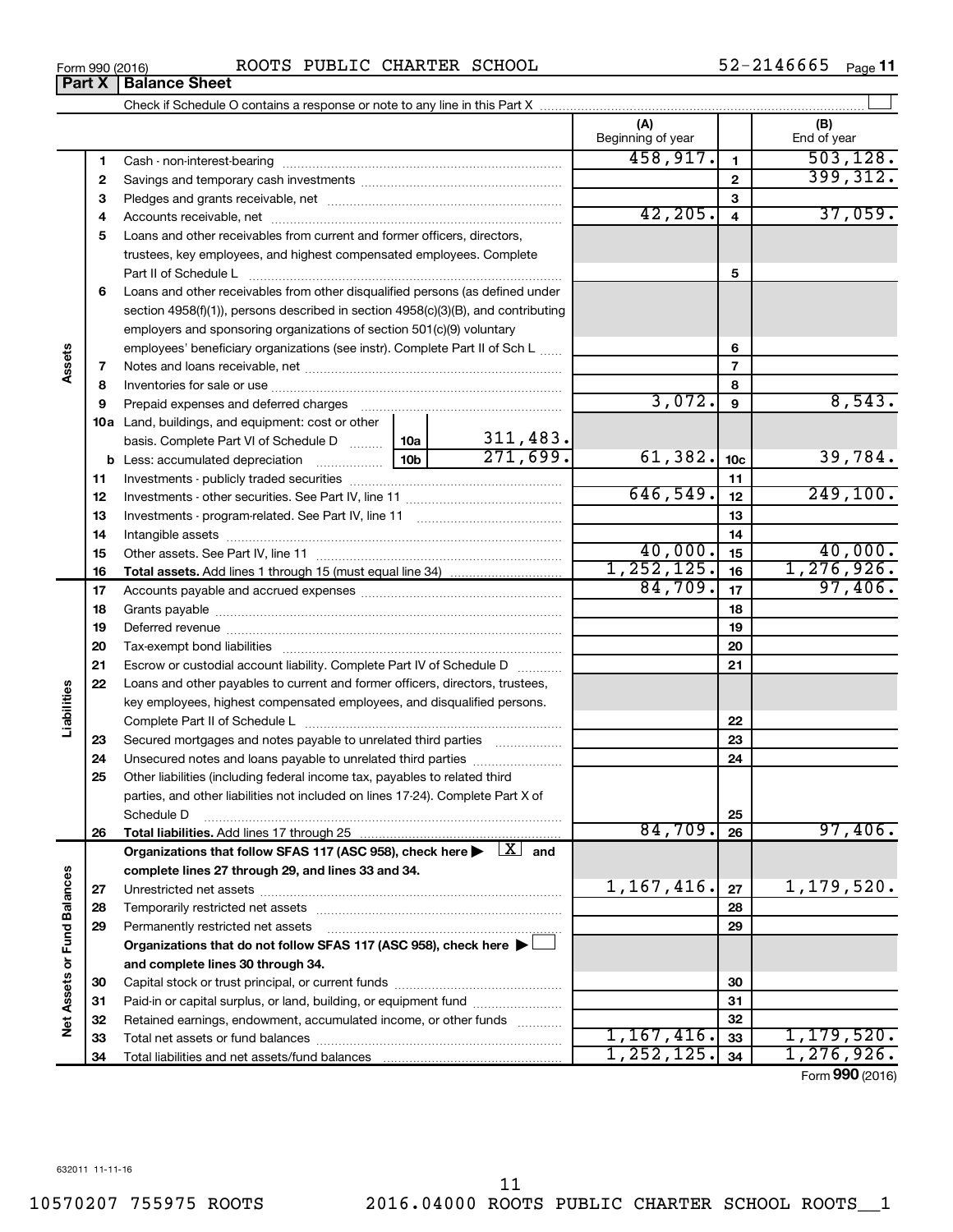Form 990 (2016) ROOTS PUBLIC CHARTER SCHOOL 52-2146665

## Part X | Balance Sheet

Check if Schedule O contains a response or note to any line in this Part X ☐

| | | | | (A) Beginning of year | | (B) End of year |
|---|---|---|---|---|---|---|
| **Assets** | 1 | Cash - non-interest-bearing | | 458,917. | 1 | 503,128. |
| | 2 | Savings and temporary cash investments | | | 2 | 399,312. |
| | 3 | Pledges and grants receivable, net | | | 3 | |
| | 4 | Accounts receivable, net | | 42,205. | 4 | 37,059. |
| | 5 | Loans and other receivables from current and former officers, directors, trustees, key employees, and highest compensated employees. Complete Part II of Schedule L | | | 5 | |
| | 6 | Loans and other receivables from other disqualified persons (as defined under section 4958(f)(1)), persons described in section 4958(c)(3)(B), and contributing employers and sponsoring organizations of section 501(c)(9) voluntary employees' beneficiary organizations (see instr). Complete Part II of Sch L | | | 6 | |
| | 7 | Notes and loans receivable, net | | | 7 | |
| | 8 | Inventories for sale or use | | | 8 | |
| | 9 | Prepaid expenses and deferred charges | | 3,072. | 9 | 8,543. |
| | 10a | Land, buildings, and equipment: cost or other basis. Complete Part VI of Schedule D | 10a 311,483. | | | |
| | b | Less: accumulated depreciation | 10b 271,699. | 61,382. | 10c | 39,784. |
| | 11 | Investments - publicly traded securities | | | 11 | |
| | 12 | Investments - other securities. See Part IV, line 11 | | 646,549. | 12 | 249,100. |
| | 13 | Investments - program-related. See Part IV, line 11 | | | 13 | |
| | 14 | Intangible assets | | | 14 | |
| | 15 | Other assets. See Part IV, line 11 | | 40,000. | 15 | 40,000. |
| | 16 | **Total assets.** Add lines 1 through 15 (must equal line 34) | | 1,252,125. | 16 | 1,276,926. |
| **Liabilities** | 17 | Accounts payable and accrued expenses | | 84,709. | 17 | 97,406. |
| | 18 | Grants payable | | | 18 | |
| | 19 | Deferred revenue | | | 19 | |
| | 20 | Tax-exempt bond liabilities | | | 20 | |
| | 21 | Escrow or custodial account liability. Complete Part IV of Schedule D | | | 21 | |
| | 22 | Loans and other payables to current and former officers, directors, trustees, key employees, highest compensated employees, and disqualified persons. Complete Part II of Schedule L | | | 22 | |
| | 23 | Secured mortgages and notes payable to unrelated third parties | | | 23 | |
| | 24 | Unsecured notes and loans payable to unrelated third parties | | | 24 | |
| | 25 | Other liabilities (including federal income tax, payables to related third parties, and other liabilities not included on lines 17-24). Complete Part X of Schedule D | | | 25 | |
| | 26 | **Total liabilities.** Add lines 17 through 25 | | 84,709. | 26 | 97,406. |
| **Net Assets or Fund Balances** | | **Organizations that follow SFAS 117 (ASC 958), check here ▶ ☒ and complete lines 27 through 29, and lines 33 and 34.** | | | | |
| | 27 | Unrestricted net assets | | 1,167,416. | 27 | 1,179,520. |
| | 28 | Temporarily restricted net assets | | | 28 | |
| | 29 | Permanently restricted net assets | | | 29 | |
| | | **Organizations that do not follow SFAS 117 (ASC 958), check here ▶ ☐ and complete lines 30 through 34.** | | | | |
| | 30 | Capital stock or trust principal, or current funds | | | 30 | |
| | 31 | Paid-in or capital surplus, or land, building, or equipment fund | | | 31 | |
| | 32 | Retained earnings, endowment, accumulated income, or other funds | | | 32 | |
| | 33 | Total net assets or fund balances | | 1,167,416. | 33 | 1,179,520. |
| | 34 | Total liabilities and net assets/fund balances | | 1,252,125. | 34 | 1,276,926. |

Form **990** (2016)

632011 11-11-16

10570207 755975 ROOTS 2016.04000 ROOTS PUBLIC CHARTER SCHOOL ROOTS__1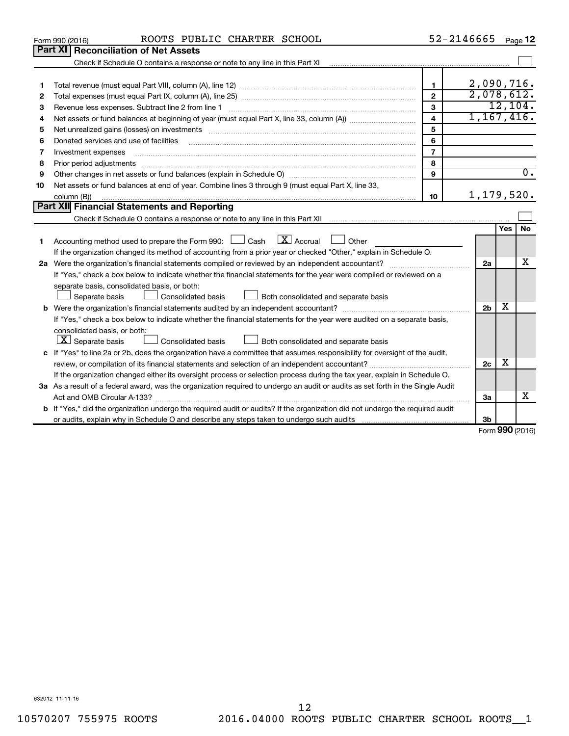Form 990 (2016) ROOTS PUBLIC CHARTER SCHOOL 52-2146665 Page **12**

## Part XI Reconciliation of Net Assets

Check if Schedule O contains a response or note to any line in this Part XI ☐

| | | | |
|---|---|---|---|
| 1 | Total revenue (must equal Part VIII, column (A), line 12) | 1 | 2,090,716. |
| 2 | Total expenses (must equal Part IX, column (A), line 25) | 2 | 2,078,612. |
| 3 | Revenue less expenses. Subtract line 2 from line 1 | 3 | 12,104. |
| 4 | Net assets or fund balances at beginning of year (must equal Part X, line 33, column (A)) | 4 | 1,167,416. |
| 5 | Net unrealized gains (losses) on investments | 5 | |
| 6 | Donated services and use of facilities | 6 | |
| 7 | Investment expenses | 7 | |
| 8 | Prior period adjustments | 8 | |
| 9 | Other changes in net assets or fund balances (explain in Schedule O) | 9 | 0. |
| 10 | Net assets or fund balances at end of year. Combine lines 3 through 9 (must equal Part X, line 33, column (B)) | 10 | 1,179,520. |

## Part XII Financial Statements and Reporting

Check if Schedule O contains a response or note to any line in this Part XII ☐

| | | | Yes | No |
|---|---|---|---|---|
| 1 | Accounting method used to prepare the Form 990: ☐ Cash ☒ Accrual ☐ Other<br>If the organization changed its method of accounting from a prior year or checked "Other," explain in Schedule O. | | | |
| 2a | Were the organization's financial statements compiled or reviewed by an independent accountant?<br>If "Yes," check a box below to indicate whether the financial statements for the year were compiled or reviewed on a separate basis, consolidated basis, or both:<br>☐ Separate basis ☐ Consolidated basis ☐ Both consolidated and separate basis | 2a | | X |
| b | Were the organization's financial statements audited by an independent accountant?<br>If "Yes," check a box below to indicate whether the financial statements for the year were audited on a separate basis, consolidated basis, or both:<br>☒ Separate basis ☐ Consolidated basis ☐ Both consolidated and separate basis | 2b | X | |
| c | If "Yes" to line 2a or 2b, does the organization have a committee that assumes responsibility for oversight of the audit, review, or compilation of its financial statements and selection of an independent accountant?<br>If the organization changed either its oversight process or selection process during the tax year, explain in Schedule O. | 2c | X | |
| 3a | As a result of a federal award, was the organization required to undergo an audit or audits as set forth in the Single Audit Act and OMB Circular A-133? | 3a | | X |
| b | If "Yes," did the organization undergo the required audit or audits? If the organization did not undergo the required audit or audits, explain why in Schedule O and describe any steps taken to undergo such audits | 3b | | |

Form **990** (2016)

632012 11-11-16

10570207 755975 ROOTS 2016.04000 ROOTS PUBLIC CHARTER SCHOOL ROOTS__1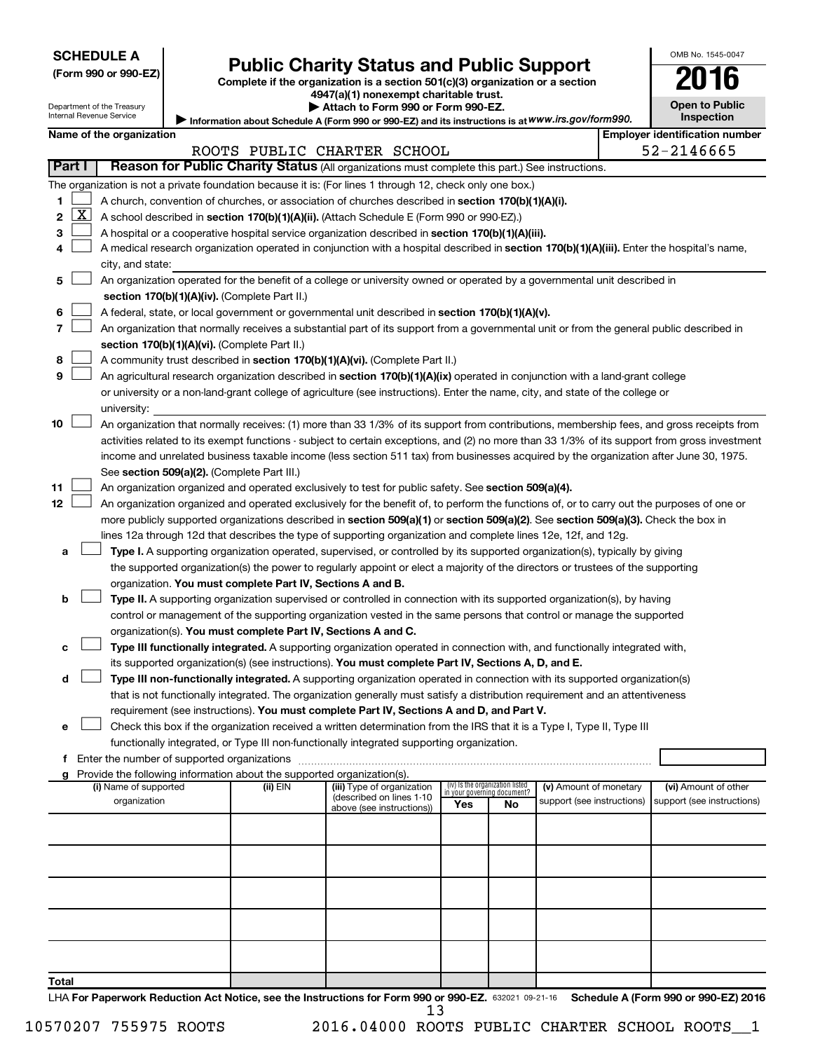**SCHEDULE A**
**(Form 990 or 990-EZ)**

Department of the Treasury
Internal Revenue Service

# Public Charity Status and Public Support

**Complete if the organization is a section 501(c)(3) organization or a section 4947(a)(1) nonexempt charitable trust.**
**▶ Attach to Form 990 or Form 990-EZ.**
**▶ Information about Schedule A (Form 990 or 990-EZ) and its instructions is at** *www.irs.gov/form990.*

OMB No. 1545-0047

**2016**

**Open to Public Inspection**

**Name of the organization:** ROOTS PUBLIC CHARTER SCHOOL

**Employer identification number:** 52-2146665

## Part I — Reason for Public Charity Status (All organizations must complete this part.) See instructions.

The organization is not a private foundation because it is: (For lines 1 through 12, check only one box.)

1. [ ] A church, convention of churches, or association of churches described in **section 170(b)(1)(A)(i).**
2. [X] A school described in **section 170(b)(1)(A)(ii).** (Attach Schedule E (Form 990 or 990-EZ).)
3. [ ] A hospital or a cooperative hospital service organization described in **section 170(b)(1)(A)(iii).**
4. [ ] A medical research organization operated in conjunction with a hospital described in **section 170(b)(1)(A)(iii).** Enter the hospital's name, city, and state:
5. [ ] An organization operated for the benefit of a college or university owned or operated by a governmental unit described in **section 170(b)(1)(A)(iv).** (Complete Part II.)
6. [ ] A federal, state, or local government or governmental unit described in **section 170(b)(1)(A)(v).**
7. [ ] An organization that normally receives a substantial part of its support from a governmental unit or from the general public described in **section 170(b)(1)(A)(vi).** (Complete Part II.)
8. [ ] A community trust described in **section 170(b)(1)(A)(vi).** (Complete Part II.)
9. [ ] An agricultural research organization described in **section 170(b)(1)(A)(ix)** operated in conjunction with a land-grant college or university or a non-land-grant college of agriculture (see instructions). Enter the name, city, and state of the college or university:
10. [ ] An organization that normally receives: (1) more than 33 1/3% of its support from contributions, membership fees, and gross receipts from activities related to its exempt functions - subject to certain exceptions, and (2) no more than 33 1/3% of its support from gross investment income and unrelated business taxable income (less section 511 tax) from businesses acquired by the organization after June 30, 1975. See **section 509(a)(2).** (Complete Part III.)
11. [ ] An organization organized and operated exclusively to test for public safety. See **section 509(a)(4).**
12. [ ] An organization organized and operated exclusively for the benefit of, to perform the functions of, or to carry out the purposes of one or more publicly supported organizations described in **section 509(a)(1)** or **section 509(a)(2)**. See **section 509(a)(3).** Check the box in lines 12a through 12d that describes the type of supporting organization and complete lines 12e, 12f, and 12g.
   - **a** [ ] **Type I.** A supporting organization operated, supervised, or controlled by its supported organization(s), typically by giving the supported organization(s) the power to regularly appoint or elect a majority of the directors or trustees of the supporting organization. **You must complete Part IV, Sections A and B.**
   - **b** [ ] **Type II.** A supporting organization supervised or controlled in connection with its supported organization(s), by having control or management of the supporting organization vested in the same persons that control or manage the supported organization(s). **You must complete Part IV, Sections A and C.**
   - **c** [ ] **Type III functionally integrated.** A supporting organization operated in connection with, and functionally integrated with, its supported organization(s) (see instructions). **You must complete Part IV, Sections A, D, and E.**
   - **d** [ ] **Type III non-functionally integrated.** A supporting organization operated in connection with its supported organization(s) that is not functionally integrated. The organization generally must satisfy a distribution requirement and an attentiveness requirement (see instructions). **You must complete Part IV, Sections A and D, and Part V.**
   - **e** [ ] Check this box if the organization received a written determination from the IRS that it is a Type I, Type II, Type III functionally integrated, or Type III non-functionally integrated supporting organization.
   - **f** Enter the number of supported organizations
   - **g** Provide the following information about the supported organization(s).

| (i) Name of supported organization | (ii) EIN | (iii) Type of organization (described on lines 1-10 above (see instructions)) | (iv) Is the organization listed in your governing document? Yes | No | (v) Amount of monetary support (see instructions) | (vi) Amount of other support (see instructions) |
|---|---|---|---|---|---|---|
| | | | | | | |
| | | | | | | |
| | | | | | | |
| | | | | | | |
| | | | | | | |
| **Total** | | | | | | |

LHA **For Paperwork Reduction Act Notice, see the Instructions for Form 990 or 990-EZ.** 632021 09-21-16 **Schedule A (Form 990 or 990-EZ) 2016**

10570207 755975 ROOTS 2016.04000 ROOTS PUBLIC CHARTER SCHOOL ROOTS__1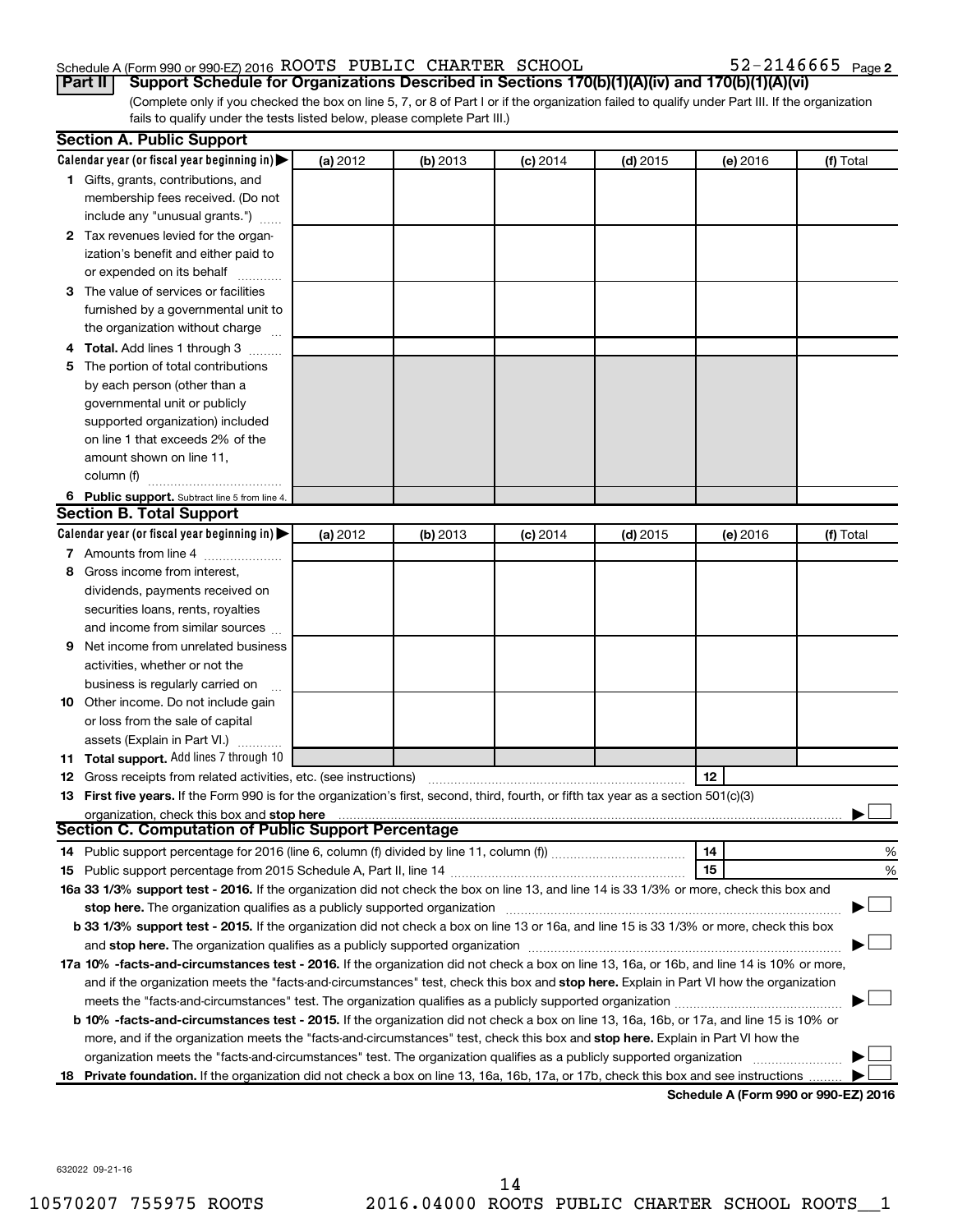Schedule A (Form 990 or 990-EZ) 2016 ROOTS PUBLIC CHARTER SCHOOL 52-2146665 Page 2

**Part II** **Support Schedule for Organizations Described in Sections 170(b)(1)(A)(iv) and 170(b)(1)(A)(vi)**

(Complete only if you checked the box on line 5, 7, or 8 of Part I or if the organization failed to qualify under Part III. If the organization fails to qualify under the tests listed below, please complete Part III.)

## Section A. Public Support

| Calendar year (or fiscal year beginning in) ▶ | (a) 2012 | (b) 2013 | (c) 2014 | (d) 2015 | (e) 2016 | (f) Total |
|---|---|---|---|---|---|---|
| **1** Gifts, grants, contributions, and membership fees received. (Do not include any "unusual grants.") | | | | | | |
| **2** Tax revenues levied for the organization's benefit and either paid to or expended on its behalf | | | | | | |
| **3** The value of services or facilities furnished by a governmental unit to the organization without charge | | | | | | |
| **4 Total.** Add lines 1 through 3 | | | | | | |
| **5** The portion of total contributions by each person (other than a governmental unit or publicly supported organization) included on line 1 that exceeds 2% of the amount shown on line 11, column (f) | | | | | | |
| **6 Public support.** Subtract line 5 from line 4. | | | | | | |

## Section B. Total Support

| Calendar year (or fiscal year beginning in) ▶ | (a) 2012 | (b) 2013 | (c) 2014 | (d) 2015 | (e) 2016 | (f) Total |
|---|---|---|---|---|---|---|
| **7** Amounts from line 4 | | | | | | |
| **8** Gross income from interest, dividends, payments received on securities loans, rents, royalties and income from similar sources | | | | | | |
| **9** Net income from unrelated business activities, whether or not the business is regularly carried on | | | | | | |
| **10** Other income. Do not include gain or loss from the sale of capital assets (Explain in Part VI.) | | | | | | |
| **11 Total support.** Add lines 7 through 10 | | | | | | |

**12** Gross receipts from related activities, etc. (see instructions) **12**

**13 First five years.** If the Form 990 is for the organization's first, second, third, fourth, or fifth tax year as a section 501(c)(3) organization, check this box and **stop here** ▶ ☐

## Section C. Computation of Public Support Percentage

**14** Public support percentage for 2016 (line 6, column (f) divided by line 11, column (f)) **14** %

**15** Public support percentage from 2015 Schedule A, Part II, line 14 **15** %

**16a 33 1/3% support test - 2016.** If the organization did not check the box on line 13, and line 14 is 33 1/3% or more, check this box and **stop here.** The organization qualifies as a publicly supported organization ▶ ☐

**b 33 1/3% support test - 2015.** If the organization did not check a box on line 13 or 16a, and line 15 is 33 1/3% or more, check this box and **stop here.** The organization qualifies as a publicly supported organization ▶ ☐

**17a 10% -facts-and-circumstances test - 2016.** If the organization did not check a box on line 13, 16a, or 16b, and line 14 is 10% or more, and if the organization meets the "facts-and-circumstances" test, check this box and **stop here.** Explain in Part VI how the organization meets the "facts-and-circumstances" test. The organization qualifies as a publicly supported organization ▶ ☐

**b 10% -facts-and-circumstances test - 2015.** If the organization did not check a box on line 13, 16a, 16b, or 17a, and line 15 is 10% or more, and if the organization meets the "facts-and-circumstances" test, check this box and **stop here.** Explain in Part VI how the organization meets the "facts-and-circumstances" test. The organization qualifies as a publicly supported organization ▶ ☐

**18 Private foundation.** If the organization did not check a box on line 13, 16a, 16b, 17a, or 17b, check this box and see instructions ▶ ☐

**Schedule A (Form 990 or 990-EZ) 2016**

632022 09-21-16

10570207 755975 ROOTS 2016.04000 ROOTS PUBLIC CHARTER SCHOOL ROOTS__1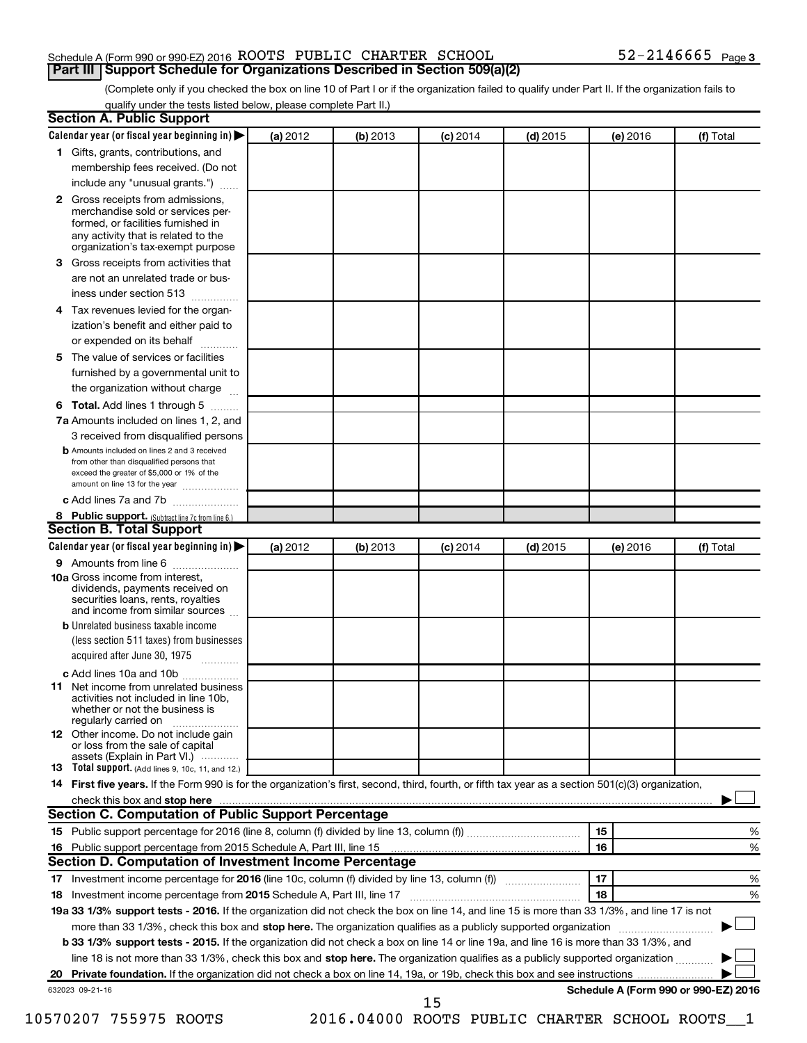Schedule A (Form 990 or 990-EZ) 2016 ROOTS PUBLIC CHARTER SCHOOL 52-2146665 Page 3

## Part III Support Schedule for Organizations Described in Section 509(a)(2)

(Complete only if you checked the box on line 10 of Part I or if the organization failed to qualify under Part II. If the organization fails to qualify under the tests listed below, please complete Part II.)

### Section A. Public Support

| Calendar year (or fiscal year beginning in) ▶ | (a) 2012 | (b) 2013 | (c) 2014 | (d) 2015 | (e) 2016 | (f) Total |
|---|---|---|---|---|---|---|
| **1** Gifts, grants, contributions, and membership fees received. (Do not include any "unusual grants.") | | | | | | |
| **2** Gross receipts from admissions, merchandise sold or services performed, or facilities furnished in any activity that is related to the organization's tax-exempt purpose | | | | | | |
| **3** Gross receipts from activities that are not an unrelated trade or business under section 513 | | | | | | |
| **4** Tax revenues levied for the organization's benefit and either paid to or expended on its behalf | | | | | | |
| **5** The value of services or facilities furnished by a governmental unit to the organization without charge | | | | | | |
| **6 Total.** Add lines 1 through 5 | | | | | | |
| **7a** Amounts included on lines 1, 2, and 3 received from disqualified persons | | | | | | |
| **b** Amounts included on lines 2 and 3 received from other than disqualified persons that exceed the greater of $5,000 or 1% of the amount on line 13 for the year | | | | | | |
| **c** Add lines 7a and 7b | | | | | | |
| **8 Public support.** (Subtract line 7c from line 6.) | | | | | | |

### Section B. Total Support

| Calendar year (or fiscal year beginning in) ▶ | (a) 2012 | (b) 2013 | (c) 2014 | (d) 2015 | (e) 2016 | (f) Total |
|---|---|---|---|---|---|---|
| **9** Amounts from line 6 | | | | | | |
| **10a** Gross income from interest, dividends, payments received on securities loans, rents, royalties and income from similar sources | | | | | | |
| **b** Unrelated business taxable income (less section 511 taxes) from businesses acquired after June 30, 1975 | | | | | | |
| **c** Add lines 10a and 10b | | | | | | |
| **11** Net income from unrelated business activities not included in line 10b, whether or not the business is regularly carried on | | | | | | |
| **12** Other income. Do not include gain or loss from the sale of capital assets (Explain in Part VI.) | | | | | | |
| **13 Total support.** (Add lines 9, 10c, 11, and 12.) | | | | | | |

**14 First five years.** If the Form 990 is for the organization's first, second, third, fourth, or fifth tax year as a section 501(c)(3) organization, check this box and **stop here** ▶ ☐

### Section C. Computation of Public Support Percentage

| | | | |
|---|---|---|---|
| **15** Public support percentage for 2016 (line 8, column (f) divided by line 13, column (f)) | 15 | | % |
| **16** Public support percentage from 2015 Schedule A, Part III, line 15 | 16 | | % |

### Section D. Computation of Investment Income Percentage

| | | | |
|---|---|---|---|
| **17** Investment income percentage for **2016** (line 10c, column (f) divided by line 13, column (f)) | 17 | | % |
| **18** Investment income percentage from **2015** Schedule A, Part III, line 17 | 18 | | % |

**19a 33 1/3% support tests - 2016.** If the organization did not check the box on line 14, and line 15 is more than 33 1/3%, and line 17 is not more than 33 1/3%, check this box and **stop here.** The organization qualifies as a publicly supported organization ▶ ☐

**b 33 1/3% support tests - 2015.** If the organization did not check a box on line 14 or line 19a, and line 16 is more than 33 1/3%, and line 18 is not more than 33 1/3%, check this box and **stop here.** The organization qualifies as a publicly supported organization ▶ ☐

**20 Private foundation.** If the organization did not check a box on line 14, 19a, or 19b, check this box and see instructions ▶ ☐

632023 09-21-16 **Schedule A (Form 990 or 990-EZ) 2016**

10570207 755975 ROOTS 2016.04000 ROOTS PUBLIC CHARTER SCHOOL ROOTS__1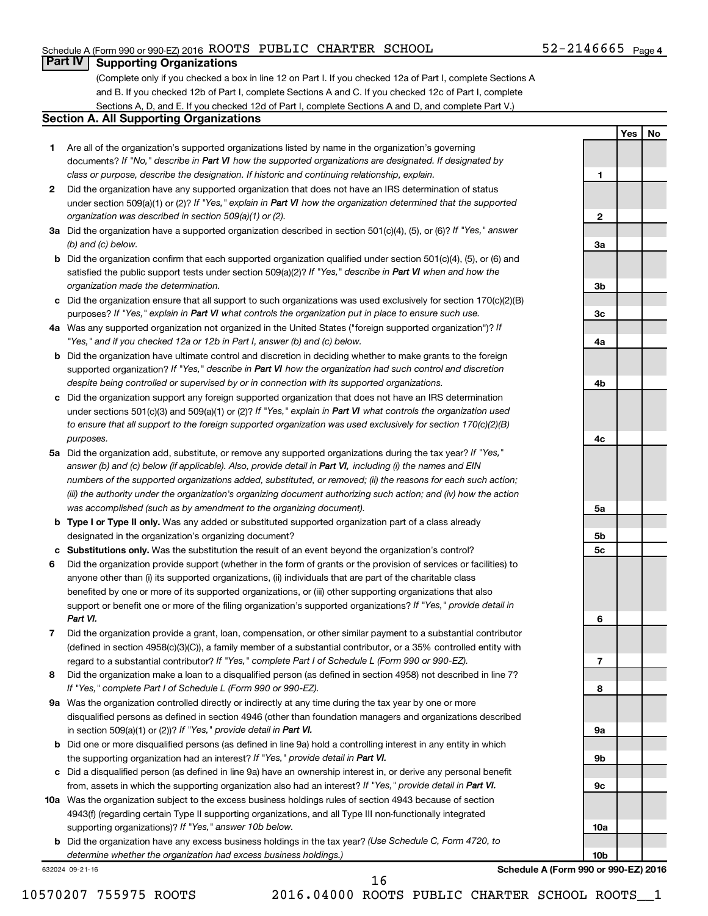## Part IV Supporting Organizations

(Complete only if you checked a box in line 12 on Part I. If you checked 12a of Part I, complete Sections A and B. If you checked 12b of Part I, complete Sections A and C. If you checked 12c of Part I, complete Sections A, D, and E. If you checked 12d of Part I, complete Sections A and D, and complete Part V.)

### Section A. All Supporting Organizations

| | | | Yes | No |
|---|---|---|---|---|
| **1** | Are all of the organization's supported organizations listed by name in the organization's governing documents? *If "No," describe in* ***Part VI*** *how the supported organizations are designated. If designated by class or purpose, describe the designation. If historic and continuing relationship, explain.* | 1 | | |
| **2** | Did the organization have any supported organization that does not have an IRS determination of status under section 509(a)(1) or (2)? *If "Yes," explain in* ***Part VI*** *how the organization determined that the supported organization was described in section 509(a)(1) or (2).* | 2 | | |
| **3a** | Did the organization have a supported organization described in section 501(c)(4), (5), or (6)? *If "Yes," answer (b) and (c) below.* | 3a | | |
| **b** | Did the organization confirm that each supported organization qualified under section 501(c)(4), (5), or (6) and satisfied the public support tests under section 509(a)(2)? *If "Yes," describe in* ***Part VI*** *when and how the organization made the determination.* | 3b | | |
| **c** | Did the organization ensure that all support to such organizations was used exclusively for section 170(c)(2)(B) purposes? *If "Yes," explain in* ***Part VI*** *what controls the organization put in place to ensure such use.* | 3c | | |
| **4a** | Was any supported organization not organized in the United States ("foreign supported organization")? *If "Yes," and if you checked 12a or 12b in Part I, answer (b) and (c) below.* | 4a | | |
| **b** | Did the organization have ultimate control and discretion in deciding whether to make grants to the foreign supported organization? *If "Yes," describe in* ***Part VI*** *how the organization had such control and discretion despite being controlled or supervised by or in connection with its supported organizations.* | 4b | | |
| **c** | Did the organization support any foreign supported organization that does not have an IRS determination under sections 501(c)(3) and 509(a)(1) or (2)? *If "Yes," explain in* ***Part VI*** *what controls the organization used to ensure that all support to the foreign supported organization was used exclusively for section 170(c)(2)(B) purposes.* | 4c | | |
| **5a** | Did the organization add, substitute, or remove any supported organizations during the tax year? *If "Yes," answer (b) and (c) below (if applicable). Also, provide detail in* ***Part VI,*** *including (i) the names and EIN numbers of the supported organizations added, substituted, or removed; (ii) the reasons for each such action; (iii) the authority under the organization's organizing document authorizing such action; and (iv) how the action was accomplished (such as by amendment to the organizing document).* | 5a | | |
| **b** | **Type I or Type II only.** Was any added or substituted supported organization part of a class already designated in the organization's organizing document? | 5b | | |
| **c** | **Substitutions only.** Was the substitution the result of an event beyond the organization's control? | 5c | | |
| **6** | Did the organization provide support (whether in the form of grants or the provision of services or facilities) to anyone other than (i) its supported organizations, (ii) individuals that are part of the charitable class benefited by one or more of its supported organizations, or (iii) other supporting organizations that also support or benefit one or more of the filing organization's supported organizations? *If "Yes," provide detail in* ***Part VI.*** | 6 | | |
| **7** | Did the organization provide a grant, loan, compensation, or other similar payment to a substantial contributor (defined in section 4958(c)(3)(C)), a family member of a substantial contributor, or a 35% controlled entity with regard to a substantial contributor? *If "Yes," complete Part I of Schedule L (Form 990 or 990-EZ).* | 7 | | |
| **8** | Did the organization make a loan to a disqualified person (as defined in section 4958) not described in line 7? *If "Yes," complete Part I of Schedule L (Form 990 or 990-EZ).* | 8 | | |
| **9a** | Was the organization controlled directly or indirectly at any time during the tax year by one or more disqualified persons as defined in section 4946 (other than foundation managers and organizations described in section 509(a)(1) or (2))? *If "Yes," provide detail in* ***Part VI.*** | 9a | | |
| **b** | Did one or more disqualified persons (as defined in line 9a) hold a controlling interest in any entity in which the supporting organization had an interest? *If "Yes," provide detail in* ***Part VI.*** | 9b | | |
| **c** | Did a disqualified person (as defined in line 9a) have an ownership interest in, or derive any personal benefit from, assets in which the supporting organization also had an interest? *If "Yes," provide detail in* ***Part VI.*** | 9c | | |
| **10a** | Was the organization subject to the excess business holdings rules of section 4943 because of section 4943(f) (regarding certain Type II supporting organizations, and all Type III non-functionally integrated supporting organizations)? *If "Yes," answer 10b below.* | 10a | | |
| **b** | Did the organization have any excess business holdings in the tax year? *(Use Schedule C, Form 4720, to determine whether the organization had excess business holdings.)* | 10b | | |

**Schedule A (Form 990 or 990-EZ) 2016**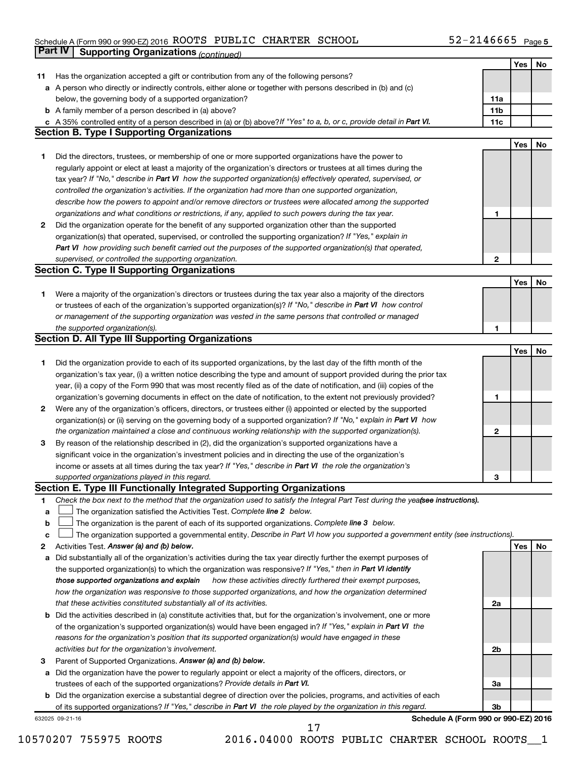Schedule A (Form 990 or 990-EZ) 2016 ROOTS PUBLIC CHARTER SCHOOL 52-2146665 Page 5

**Part IV | Supporting Organizations** *(continued)*

| | | | Yes | No |
|---|---|---|---|---|
| **11** | Has the organization accepted a gift or contribution from any of the following persons? | | | |
| **a** | A person who directly or indirectly controls, either alone or together with persons described in (b) and (c) below, the governing body of a supported organization? | **11a** | | |
| **b** | A family member of a person described in (a) above? | **11b** | | |
| **c** | A 35% controlled entity of a person described in (a) or (b) above? *If "Yes" to a, b, or c, provide detail in **Part VI.*** | **11c** | | |

**Section B. Type I Supporting Organizations**

| | | | Yes | No |
|---|---|---|---|---|
| **1** | Did the directors, trustees, or membership of one or more supported organizations have the power to regularly appoint or elect at least a majority of the organization's directors or trustees at all times during the tax year? *If "No," describe in **Part VI** how the supported organization(s) effectively operated, supervised, or controlled the organization's activities. If the organization had more than one supported organization, describe how the powers to appoint and/or remove directors or trustees were allocated among the supported organizations and what conditions or restrictions, if any, applied to such powers during the tax year.* | **1** | | |
| **2** | Did the organization operate for the benefit of any supported organization other than the supported organization(s) that operated, supervised, or controlled the supporting organization? *If "Yes," explain in **Part VI** how providing such benefit carried out the purposes of the supported organization(s) that operated, supervised, or controlled the supporting organization.* | **2** | | |

**Section C. Type II Supporting Organizations**

| | | | Yes | No |
|---|---|---|---|---|
| **1** | Were a majority of the organization's directors or trustees during the tax year also a majority of the directors or trustees of each of the organization's supported organization(s)? *If "No," describe in **Part VI** how control or management of the supporting organization was vested in the same persons that controlled or managed the supported organization(s).* | **1** | | |

**Section D. All Type III Supporting Organizations**

| | | | Yes | No |
|---|---|---|---|---|
| **1** | Did the organization provide to each of its supported organizations, by the last day of the fifth month of the organization's tax year, (i) a written notice describing the type and amount of support provided during the prior tax year, (ii) a copy of the Form 990 that was most recently filed as of the date of notification, and (iii) copies of the organization's governing documents in effect on the date of notification, to the extent not previously provided? | **1** | | |
| **2** | Were any of the organization's officers, directors, or trustees either (i) appointed or elected by the supported organization(s) or (ii) serving on the governing body of a supported organization? *If "No," explain in **Part VI** how the organization maintained a close and continuous working relationship with the supported organization(s).* | **2** | | |
| **3** | By reason of the relationship described in (2), did the organization's supported organizations have a significant voice in the organization's investment policies and in directing the use of the organization's income or assets at all times during the tax year? *If "Yes," describe in **Part VI** the role the organization's supported organizations played in this regard.* | **3** | | |

**Section E. Type III Functionally Integrated Supporting Organizations**

**1** *Check the box next to the method that the organization used to satisfy the Integral Part Test during the year **(see instructions).***

- **a** ☐ The organization satisfied the Activities Test. *Complete **line 2** below.*
- **b** ☐ The organization is the parent of each of its supported organizations. *Complete **line 3** below.*
- **c** ☐ The organization supported a governmental entity. *Describe in Part VI how you supported a government entity (see instructions).*

| | | | Yes | No |
|---|---|---|---|---|
| **2** | Activities Test. ***Answer (a) and (b) below.*** | | | |
| **a** | Did substantially all of the organization's activities during the tax year directly further the exempt purposes of the supported organization(s) to which the organization was responsive? *If "Yes," then in **Part VI identify those supported organizations and explain** how these activities directly furthered their exempt purposes, how the organization was responsive to those supported organizations, and how the organization determined that these activities constituted substantially all of its activities.* | **2a** | | |
| **b** | Did the activities described in (a) constitute activities that, but for the organization's involvement, one or more of the organization's supported organization(s) would have been engaged in? *If "Yes," explain in **Part VI** the reasons for the organization's position that its supported organization(s) would have engaged in these activities but for the organization's involvement.* | **2b** | | |
| **3** | Parent of Supported Organizations. ***Answer (a) and (b) below.*** | | | |
| **a** | Did the organization have the power to regularly appoint or elect a majority of the officers, directors, or trustees of each of the supported organizations? *Provide details in **Part VI.*** | **3a** | | |
| **b** | Did the organization exercise a substantial degree of direction over the policies, programs, and activities of each of its supported organizations? *If "Yes," describe in **Part VI** the role played by the organization in this regard.* | **3b** | | |

632025 09-21-16 **Schedule A (Form 990 or 990-EZ) 2016**

10570207 755975 ROOTS 2016.04000 ROOTS PUBLIC CHARTER SCHOOL ROOTS__1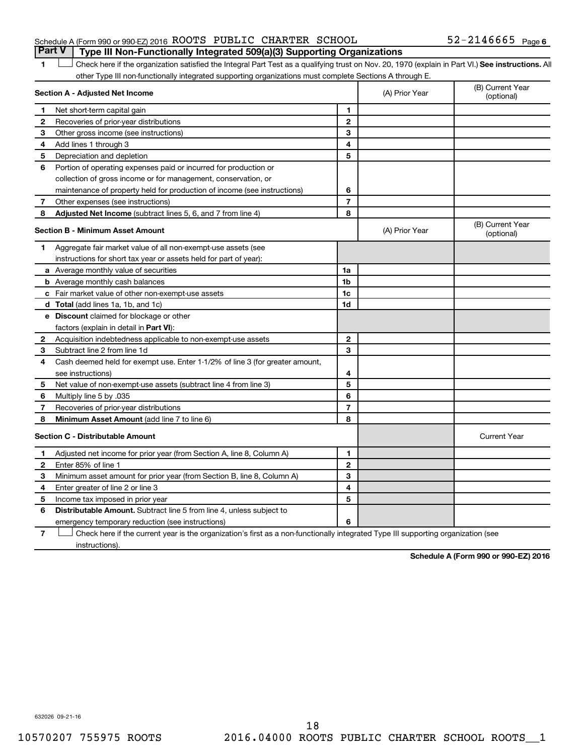Schedule A (Form 990 or 990-EZ) 2016 ROOTS PUBLIC CHARTER SCHOOL 52-2146665 Page 6

## Part V Type III Non-Functionally Integrated 509(a)(3) Supporting Organizations

1 ☐ Check here if the organization satisfied the Integral Part Test as a qualifying trust on Nov. 20, 1970 (explain in Part VI.) **See instructions.** All other Type III non-functionally integrated supporting organizations must complete Sections A through E.

| **Section A - Adjusted Net Income** | | | (A) Prior Year | (B) Current Year (optional) |
|---|---|---|---|---|
| 1 | Net short-term capital gain | 1 | | |
| 2 | Recoveries of prior-year distributions | 2 | | |
| 3 | Other gross income (see instructions) | 3 | | |
| 4 | Add lines 1 through 3 | 4 | | |
| 5 | Depreciation and depletion | 5 | | |
| 6 | Portion of operating expenses paid or incurred for production or collection of gross income or for management, conservation, or maintenance of property held for production of income (see instructions) | 6 | | |
| 7 | Other expenses (see instructions) | 7 | | |
| 8 | **Adjusted Net Income** (subtract lines 5, 6, and 7 from line 4) | 8 | | |

| **Section B - Minimum Asset Amount** | | | (A) Prior Year | (B) Current Year (optional) |
|---|---|---|---|---|
| 1 | Aggregate fair market value of all non-exempt-use assets (see instructions for short tax year or assets held for part of year): | | | |
| a | Average monthly value of securities | 1a | | |
| b | Average monthly cash balances | 1b | | |
| c | Fair market value of other non-exempt-use assets | 1c | | |
| d | **Total** (add lines 1a, 1b, and 1c) | 1d | | |
| e | **Discount** claimed for blockage or other factors (explain in detail in **Part VI**): | | | |
| 2 | Acquisition indebtedness applicable to non-exempt-use assets | 2 | | |
| 3 | Subtract line 2 from line 1d | 3 | | |
| 4 | Cash deemed held for exempt use. Enter 1-1/2% of line 3 (for greater amount, see instructions) | 4 | | |
| 5 | Net value of non-exempt-use assets (subtract line 4 from line 3) | 5 | | |
| 6 | Multiply line 5 by .035 | 6 | | |
| 7 | Recoveries of prior-year distributions | 7 | | |
| 8 | **Minimum Asset Amount** (add line 7 to line 6) | 8 | | |

| **Section C - Distributable Amount** | | | | Current Year |
|---|---|---|---|---|
| 1 | Adjusted net income for prior year (from Section A, line 8, Column A) | 1 | | |
| 2 | Enter 85% of line 1 | 2 | | |
| 3 | Minimum asset amount for prior year (from Section B, line 8, Column A) | 3 | | |
| 4 | Enter greater of line 2 or line 3 | 4 | | |
| 5 | Income tax imposed in prior year | 5 | | |
| 6 | **Distributable Amount.** Subtract line 5 from line 4, unless subject to emergency temporary reduction (see instructions) | 6 | | |

7 ☐ Check here if the current year is the organization's first as a non-functionally integrated Type III supporting organization (see instructions).

**Schedule A (Form 990 or 990-EZ) 2016**

632026 09-21-16

10570207 755975 ROOTS 2016.04000 ROOTS PUBLIC CHARTER SCHOOL ROOTS__1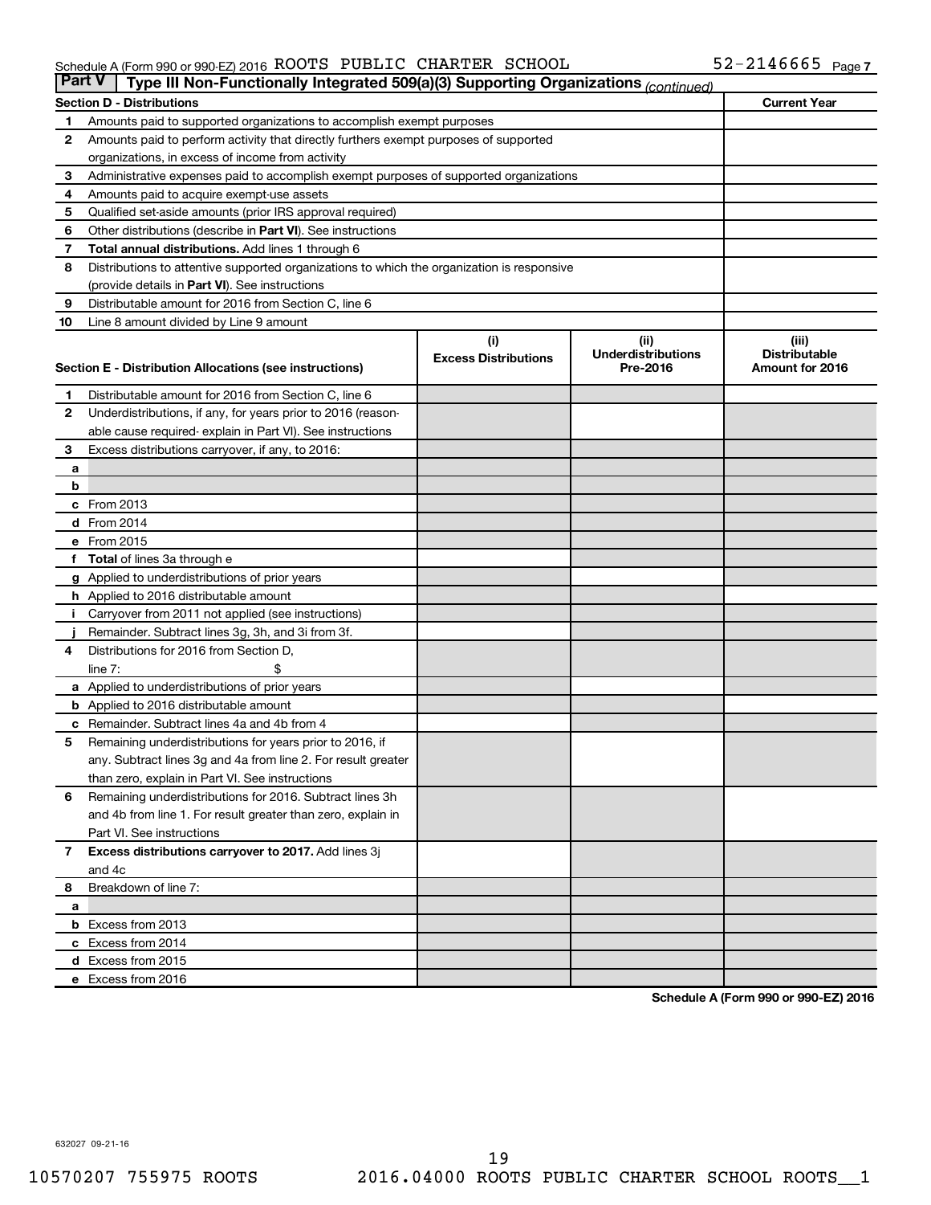Schedule A (Form 990 or 990-EZ) 2016 ROOTS PUBLIC CHARTER SCHOOL 52-2146665 Page 7

## Part V Type III Non-Functionally Integrated 509(a)(3) Supporting Organizations *(continued)*

| Section D - Distributions | | Current Year |
|---|---|---|
| 1 | Amounts paid to supported organizations to accomplish exempt purposes | |
| 2 | Amounts paid to perform activity that directly furthers exempt purposes of supported organizations, in excess of income from activity | |
| 3 | Administrative expenses paid to accomplish exempt purposes of supported organizations | |
| 4 | Amounts paid to acquire exempt-use assets | |
| 5 | Qualified set-aside amounts (prior IRS approval required) | |
| 6 | Other distributions (describe in **Part VI**). See instructions | |
| 7 | **Total annual distributions.** Add lines 1 through 6 | |
| 8 | Distributions to attentive supported organizations to which the organization is responsive (provide details in **Part VI**). See instructions | |
| 9 | Distributable amount for 2016 from Section C, line 6 | |
| 10 | Line 8 amount divided by Line 9 amount | |

| Section E - Distribution Allocations (see instructions) | | (i) Excess Distributions | (ii) Underdistributions Pre-2016 | (iii) Distributable Amount for 2016 |
|---|---|---|---|---|
| 1 | Distributable amount for 2016 from Section C, line 6 | | | |
| 2 | Underdistributions, if any, for years prior to 2016 (reasonable cause required- explain in Part VI). See instructions | | | |
| 3 | Excess distributions carryover, if any, to 2016: | | | |
| a | | | | |
| b | | | | |
| c | From 2013 | | | |
| d | From 2014 | | | |
| e | From 2015 | | | |
| f | **Total** of lines 3a through e | | | |
| g | Applied to underdistributions of prior years | | | |
| h | Applied to 2016 distributable amount | | | |
| i | Carryover from 2011 not applied (see instructions) | | | |
| j | Remainder. Subtract lines 3g, 3h, and 3i from 3f. | | | |
| 4 | Distributions for 2016 from Section D, line 7: $ | | | |
| a | Applied to underdistributions of prior years | | | |
| b | Applied to 2016 distributable amount | | | |
| c | Remainder. Subtract lines 4a and 4b from 4 | | | |
| 5 | Remaining underdistributions for years prior to 2016, if any. Subtract lines 3g and 4a from line 2. For result greater than zero, explain in Part VI. See instructions | | | |
| 6 | Remaining underdistributions for 2016. Subtract lines 3h and 4b from line 1. For result greater than zero, explain in Part VI. See instructions | | | |
| 7 | **Excess distributions carryover to 2017.** Add lines 3j and 4c | | | |
| 8 | Breakdown of line 7: | | | |
| a | | | | |
| b | Excess from 2013 | | | |
| c | Excess from 2014 | | | |
| d | Excess from 2015 | | | |
| e | Excess from 2016 | | | |

**Schedule A (Form 990 or 990-EZ) 2016**

632027 09-21-16

10570207 755975 ROOTS 2016.04000 ROOTS PUBLIC CHARTER SCHOOL ROOTS__1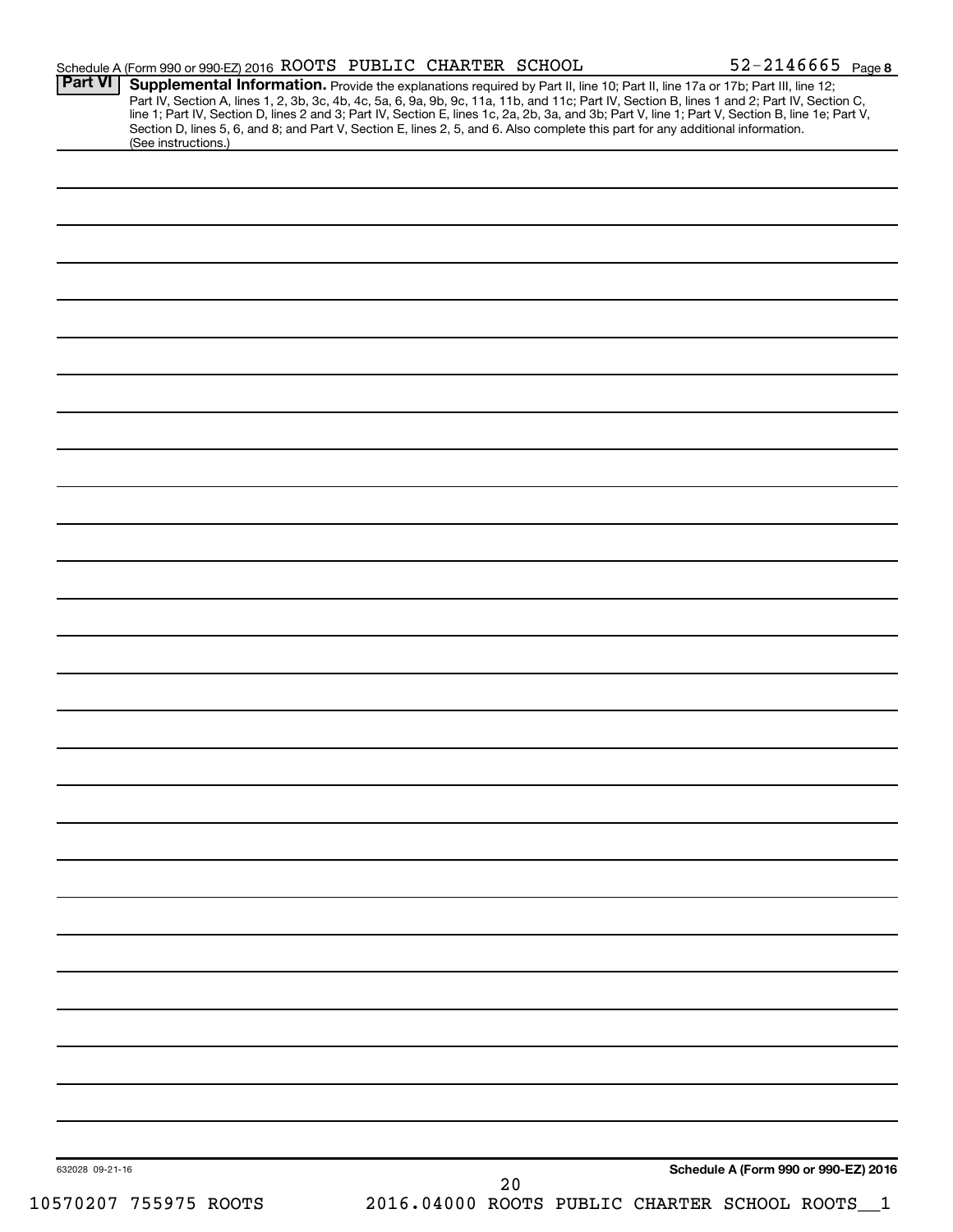Schedule A (Form 990 or 990-EZ) 2016 ROOTS PUBLIC CHARTER SCHOOL 52-2146665 Page 8

**Part VI** **Supplemental Information.** Provide the explanations required by Part II, line 10; Part II, line 17a or 17b; Part III, line 12; Part IV, Section A, lines 1, 2, 3b, 3c, 4b, 4c, 5a, 6, 9a, 9b, 9c, 11a, 11b, and 11c; Part IV, Section B, lines 1 and 2; Part IV, Section C, line 1; Part IV, Section D, lines 2 and 3; Part IV, Section E, lines 1c, 2a, 2b, 3a, and 3b; Part V, line 1; Part V, Section B, line 1e; Part V, Section D, lines 5, 6, and 8; and Part V, Section E, lines 2, 5, and 6. Also complete this part for any additional information. (See instructions.)

632028 09-21-16

**Schedule A (Form 990 or 990-EZ) 2016**

10570207 755975 ROOTS 2016.04000 ROOTS PUBLIC CHARTER SCHOOL ROOTS__1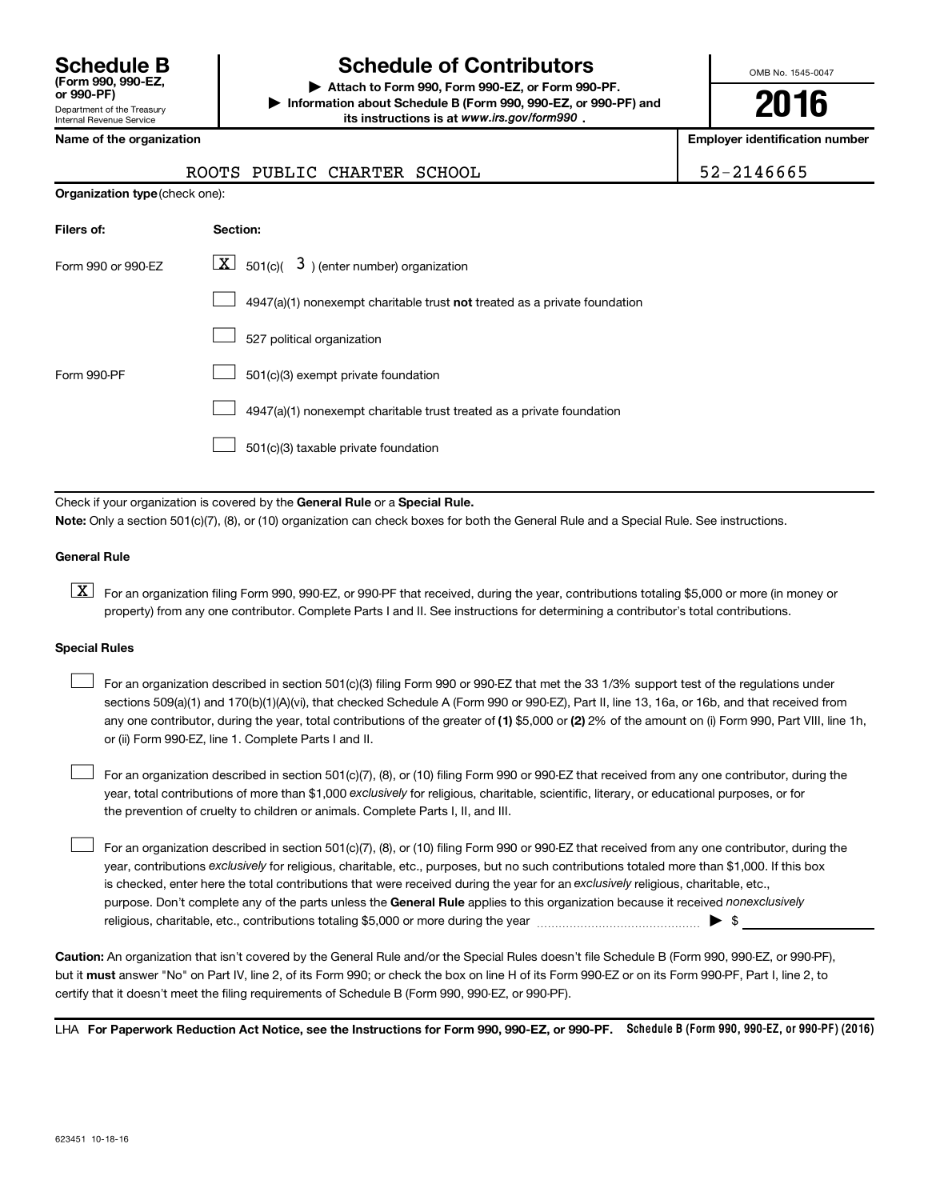# Schedule B (Form 990, 990-EZ, or 990-PF)

Department of the Treasury
Internal Revenue Service

## Schedule of Contributors

▶ Attach to Form 990, Form 990-EZ, or Form 990-PF.

▶ Information about Schedule B (Form 990, 990-EZ, or 990-PF) and its instructions is at *www.irs.gov/form990* .

OMB No. 1545-0047

**2016**

**Name of the organization**

ROOTS PUBLIC CHARTER SCHOOL

**Employer identification number**

52-2146665

**Organization type** (check one):

| Filers of: | Section: |
|---|---|
| Form 990 or 990-EZ | [X] 501(c)( 3 ) (enter number) organization |
| | [ ] 4947(a)(1) nonexempt charitable trust **not** treated as a private foundation |
| | [ ] 527 political organization |
| Form 990-PF | [ ] 501(c)(3) exempt private foundation |
| | [ ] 4947(a)(1) nonexempt charitable trust treated as a private foundation |
| | [ ] 501(c)(3) taxable private foundation |

Check if your organization is covered by the **General Rule** or a **Special Rule.**

**Note:** Only a section 501(c)(7), (8), or (10) organization can check boxes for both the General Rule and a Special Rule. See instructions.

### General Rule

[X] For an organization filing Form 990, 990-EZ, or 990-PF that received, during the year, contributions totaling $5,000 or more (in money or property) from any one contributor. Complete Parts I and II. See instructions for determining a contributor's total contributions.

### Special Rules

[ ] For an organization described in section 501(c)(3) filing Form 990 or 990-EZ that met the 33 1/3% support test of the regulations under sections 509(a)(1) and 170(b)(1)(A)(vi), that checked Schedule A (Form 990 or 990-EZ), Part II, line 13, 16a, or 16b, and that received from any one contributor, during the year, total contributions of the greater of **(1)** $5,000 or **(2)** 2% of the amount on (i) Form 990, Part VIII, line 1h, or (ii) Form 990-EZ, line 1. Complete Parts I and II.

[ ] For an organization described in section 501(c)(7), (8), or (10) filing Form 990 or 990-EZ that received from any one contributor, during the year, total contributions of more than $1,000 *exclusively* for religious, charitable, scientific, literary, or educational purposes, or for the prevention of cruelty to children or animals. Complete Parts I, II, and III.

[ ] For an organization described in section 501(c)(7), (8), or (10) filing Form 990 or 990-EZ that received from any one contributor, during the year, contributions *exclusively* for religious, charitable, etc., purposes, but no such contributions totaled more than $1,000. If this box is checked, enter here the total contributions that were received during the year for an *exclusively* religious, charitable, etc., purpose. Don't complete any of the parts unless the **General Rule** applies to this organization because it received *nonexclusively* religious, charitable, etc., contributions totaling $5,000 or more during the year ........ ▶ $ ____________

**Caution:** An organization that isn't covered by the General Rule and/or the Special Rules doesn't file Schedule B (Form 990, 990-EZ, or 990-PF), but it **must** answer "No" on Part IV, line 2, of its Form 990; or check the box on line H of its Form 990-EZ or on its Form 990-PF, Part I, line 2, to certify that it doesn't meet the filing requirements of Schedule B (Form 990, 990-EZ, or 990-PF).

LHA **For Paperwork Reduction Act Notice, see the Instructions for Form 990, 990-EZ, or 990-PF.** **Schedule B (Form 990, 990-EZ, or 990-PF) (2016)**

623451 10-18-16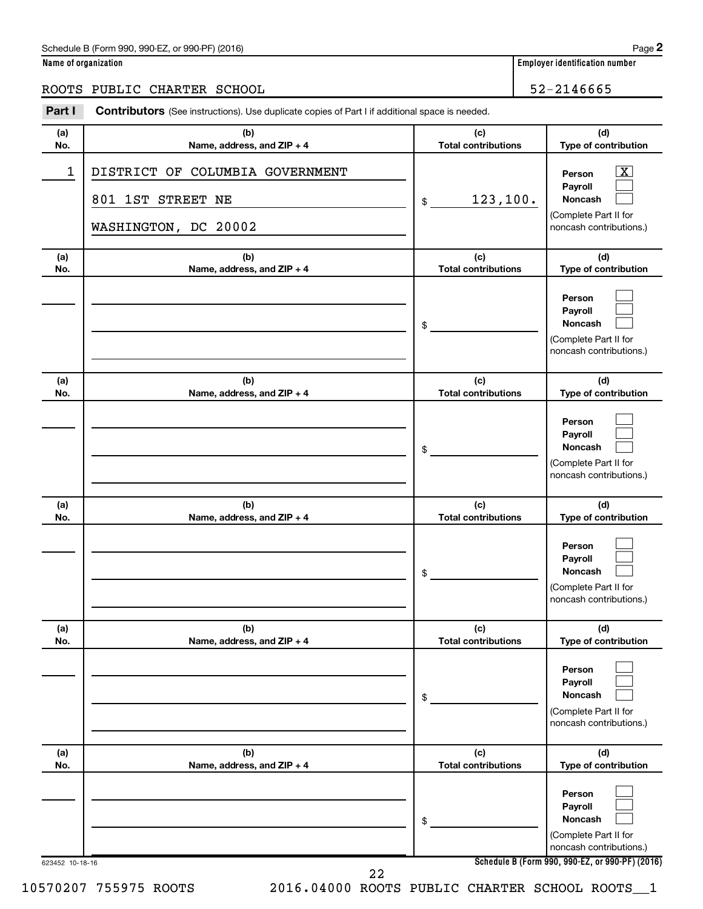Schedule B (Form 990, 990-EZ, or 990-PF) (2016)

**Name of organization**

ROOTS PUBLIC CHARTER SCHOOL

**Employer identification number**

52-2146665

**Part I** **Contributors** (See instructions). Use duplicate copies of Part I if additional space is needed.

| (a) No. | (b) Name, address, and ZIP + 4 | (c) Total contributions | (d) Type of contribution |
|---|---|---|---|
| 1 | DISTRICT OF COLUMBIA GOVERNMENT<br>801 1ST STREET NE<br>WASHINGTON, DC 20002 | $ 123,100. | Person [X]<br>Payroll [ ]<br>Noncash [ ]<br>(Complete Part II for noncash contributions.) |
| | | $ | Person [ ]<br>Payroll [ ]<br>Noncash [ ]<br>(Complete Part II for noncash contributions.) |
| | | $ | Person [ ]<br>Payroll [ ]<br>Noncash [ ]<br>(Complete Part II for noncash contributions.) |
| | | $ | Person [ ]<br>Payroll [ ]<br>Noncash [ ]<br>(Complete Part II for noncash contributions.) |
| | | $ | Person [ ]<br>Payroll [ ]<br>Noncash [ ]<br>(Complete Part II for noncash contributions.) |
| | | $ | Person [ ]<br>Payroll [ ]<br>Noncash [ ]<br>(Complete Part II for noncash contributions.) |

623452 10-18-16

**Schedule B (Form 990, 990-EZ, or 990-PF) (2016)**

10570207 755975 ROOTS 2016.04000 ROOTS PUBLIC CHARTER SCHOOL ROOTS__1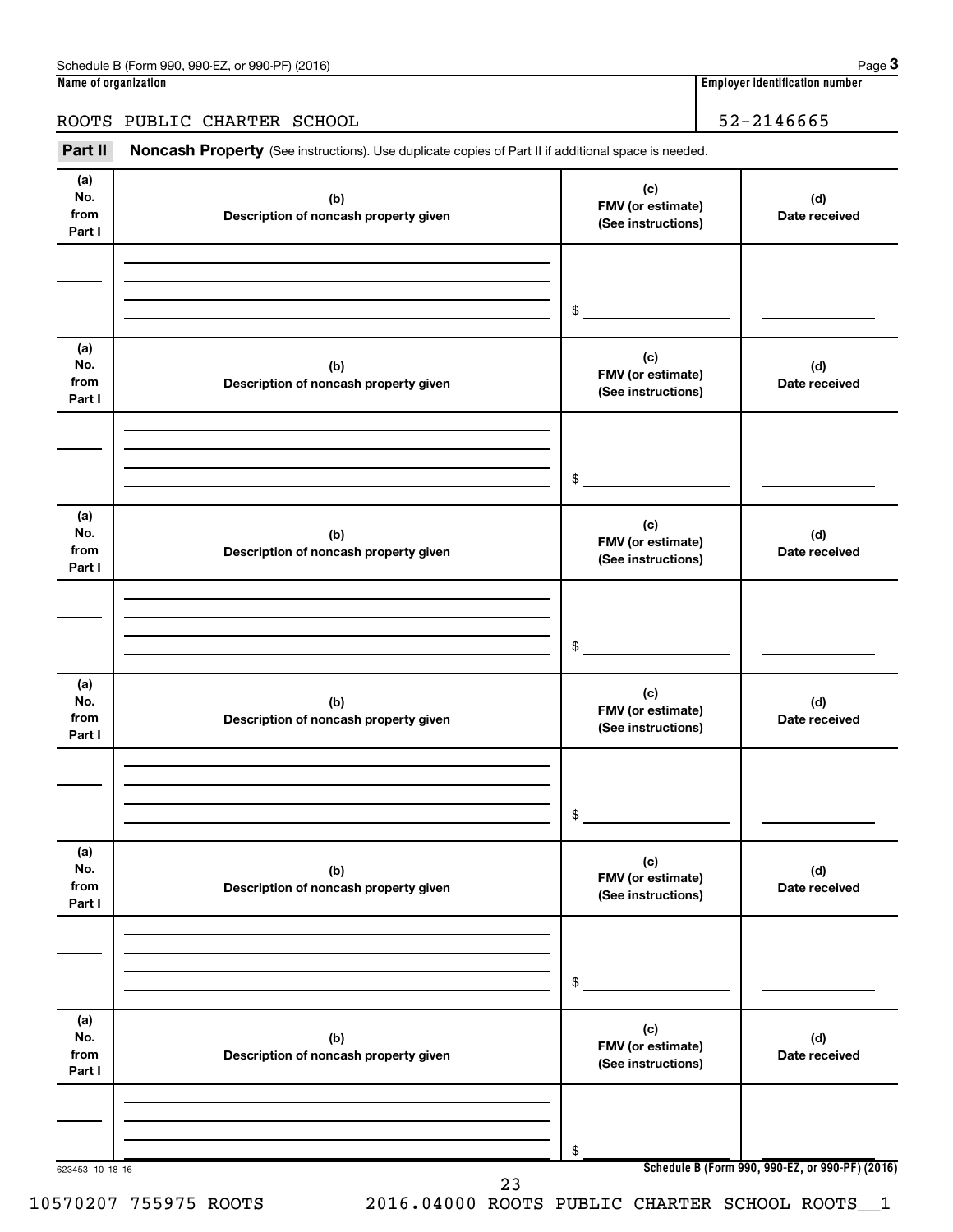Name of organization

ROOTS PUBLIC CHARTER SCHOOL

Employer identification number

52-2146665

**Part II** **Noncash Property** (See instructions). Use duplicate copies of Part II if additional space is needed.

| (a) No. from Part I | (b) Description of noncash property given | (c) FMV (or estimate) (See instructions) | (d) Date received |
|---|---|---|---|
| | | $ | |

| (a) No. from Part I | (b) Description of noncash property given | (c) FMV (or estimate) (See instructions) | (d) Date received |
|---|---|---|---|
| | | $ | |

| (a) No. from Part I | (b) Description of noncash property given | (c) FMV (or estimate) (See instructions) | (d) Date received |
|---|---|---|---|
| | | $ | |

| (a) No. from Part I | (b) Description of noncash property given | (c) FMV (or estimate) (See instructions) | (d) Date received |
|---|---|---|---|
| | | $ | |

| (a) No. from Part I | (b) Description of noncash property given | (c) FMV (or estimate) (See instructions) | (d) Date received |
|---|---|---|---|
| | | $ | |

| (a) No. from Part I | (b) Description of noncash property given | (c) FMV (or estimate) (See instructions) | (d) Date received |
|---|---|---|---|
| | | $ | |

623453 10-18-16

**Schedule B (Form 990, 990-EZ, or 990-PF) (2016)**

10570207 755975 ROOTS 2016.04000 ROOTS PUBLIC CHARTER SCHOOL ROOTS__1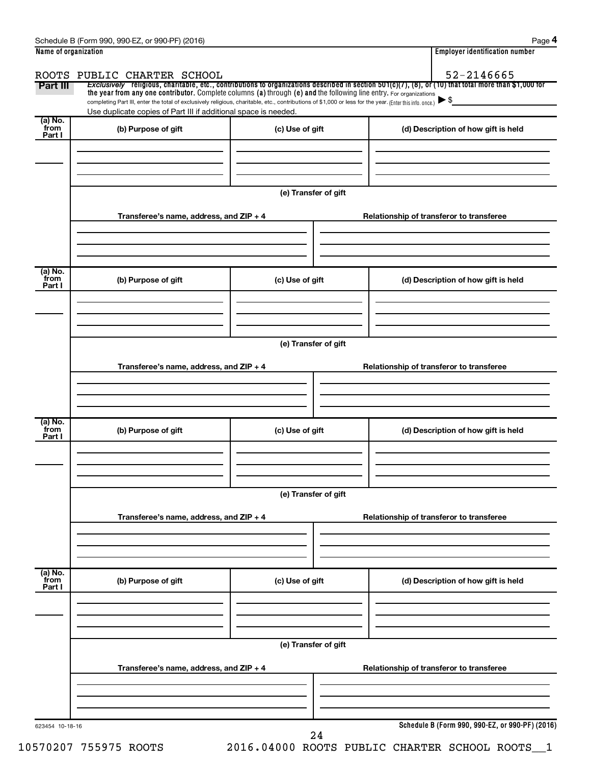Schedule B (Form 990, 990-EZ, or 990-PF) (2016) Page **4**

**Name of organization**

ROOTS PUBLIC CHARTER SCHOOL

**Employer identification number**

52-2146665

**Part III** *Exclusively* religious, charitable, etc., contributions to organizations described in section 501(c)(7), (8), or (10) that total more than $1,000 for the year from any one contributor. Complete columns (a) through (e) and the following line entry. For organizations completing Part III, enter the total of exclusively religious, charitable, etc., contributions of $1,000 or less for the year. (Enter this info. once.) ▶ $

Use duplicate copies of Part III if additional space is needed.

| (a) No. from Part I | (b) Purpose of gift | (c) Use of gift | (d) Description of how gift is held |
|---|---|---|---|
| | | | |

(e) Transfer of gift

| Transferee's name, address, and ZIP + 4 | Relationship of transferor to transferee |
|---|---|
| | |

| (a) No. from Part I | (b) Purpose of gift | (c) Use of gift | (d) Description of how gift is held |
|---|---|---|---|
| | | | |

(e) Transfer of gift

| Transferee's name, address, and ZIP + 4 | Relationship of transferor to transferee |
|---|---|
| | |

| (a) No. from Part I | (b) Purpose of gift | (c) Use of gift | (d) Description of how gift is held |
|---|---|---|---|
| | | | |

(e) Transfer of gift

| Transferee's name, address, and ZIP + 4 | Relationship of transferor to transferee |
|---|---|
| | |

| (a) No. from Part I | (b) Purpose of gift | (c) Use of gift | (d) Description of how gift is held |
|---|---|---|---|
| | | | |

(e) Transfer of gift

| Transferee's name, address, and ZIP + 4 | Relationship of transferor to transferee |
|---|---|
| | |

623454 10-18-16

**Schedule B (Form 990, 990-EZ, or 990-PF) (2016)**

10570207 755975 ROOTS 2016.04000 ROOTS PUBLIC CHARTER SCHOOL ROOTS__1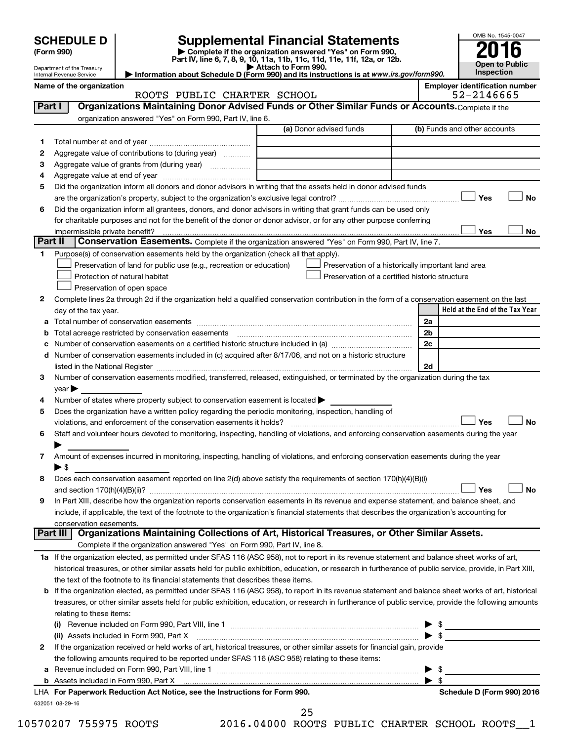**SCHEDULE D**
**(Form 990)**

Department of the Treasury
Internal Revenue Service

# Supplemental Financial Statements

▶ Complete if the organization answered "Yes" on Form 990, Part IV, line 6, 7, 8, 9, 10, 11a, 11b, 11c, 11d, 11e, 11f, 12a, or 12b.
▶ Attach to Form 990.
▶ Information about Schedule D (Form 990) and its instructions is at www.irs.gov/form990.

OMB No. 1545-0047
**2016**
**Open to Public Inspection**

**Name of the organization**
ROOTS PUBLIC CHARTER SCHOOL

**Employer identification number**
52-2146665

## Part I — Organizations Maintaining Donor Advised Funds or Other Similar Funds or Accounts.

Complete if the organization answered "Yes" on Form 990, Part IV, line 6.

| | | (a) Donor advised funds | (b) Funds and other accounts |
|---|---|---|---|
| 1 | Total number at end of year | | |
| 2 | Aggregate value of contributions to (during year) | | |
| 3 | Aggregate value of grants from (during year) | | |
| 4 | Aggregate value at end of year | | |

5 Did the organization inform all donors and donor advisors in writing that the assets held in donor advised funds are the organization's property, subject to the organization's exclusive legal control? ☐ Yes ☐ No

6 Did the organization inform all grantees, donors, and donor advisors in writing that grant funds can be used only for charitable purposes and not for the benefit of the donor or donor advisor, or for any other purpose conferring impermissible private benefit? ☐ Yes ☐ No

## Part II — Conservation Easements.

Complete if the organization answered "Yes" on Form 990, Part IV, line 7.

1 Purpose(s) of conservation easements held by the organization (check all that apply).

- ☐ Preservation of land for public use (e.g., recreation or education)
- ☐ Protection of natural habitat
- ☐ Preservation of open space
- ☐ Preservation of a historically important land area
- ☐ Preservation of a certified historic structure

2 Complete lines 2a through 2d if the organization held a qualified conservation contribution in the form of a conservation easement on the last day of the tax year.

| | | | Held at the End of the Tax Year |
|---|---|---|---|
| a | Total number of conservation easements | 2a | |
| b | Total acreage restricted by conservation easements | 2b | |
| c | Number of conservation easements on a certified historic structure included in (a) | 2c | |
| d | Number of conservation easements included in (c) acquired after 8/17/06, and not on a historic structure listed in the National Register | 2d | |

3 Number of conservation easements modified, transferred, released, extinguished, or terminated by the organization during the tax year ▶

4 Number of states where property subject to conservation easement is located ▶

5 Does the organization have a written policy regarding the periodic monitoring, inspection, handling of violations, and enforcement of the conservation easements it holds? ☐ Yes ☐ No

6 Staff and volunteer hours devoted to monitoring, inspecting, handling of violations, and enforcing conservation easements during the year ▶

7 Amount of expenses incurred in monitoring, inspecting, handling of violations, and enforcing conservation easements during the year ▶ $

8 Does each conservation easement reported on line 2(d) above satisfy the requirements of section 170(h)(4)(B)(i) and section 170(h)(4)(B)(ii)? ☐ Yes ☐ No

9 In Part XIII, describe how the organization reports conservation easements in its revenue and expense statement, and balance sheet, and include, if applicable, the text of the footnote to the organization's financial statements that describes the organization's accounting for conservation easements.

## Part III — Organizations Maintaining Collections of Art, Historical Treasures, or Other Similar Assets.

Complete if the organization answered "Yes" on Form 990, Part IV, line 8.

1a If the organization elected, as permitted under SFAS 116 (ASC 958), not to report in its revenue statement and balance sheet works of art, historical treasures, or other similar assets held for public exhibition, education, or research in furtherance of public service, provide, in Part XIII, the text of the footnote to its financial statements that describes these items.

b If the organization elected, as permitted under SFAS 116 (ASC 958), to report in its revenue statement and balance sheet works of art, historical treasures, or other similar assets held for public exhibition, education, or research in furtherance of public service, provide the following amounts relating to these items:

(i) Revenue included on Form 990, Part VIII, line 1 ▶ $

(ii) Assets included in Form 990, Part X ▶ $

2 If the organization received or held works of art, historical treasures, or other similar assets for financial gain, provide the following amounts required to be reported under SFAS 116 (ASC 958) relating to these items:

a Revenue included on Form 990, Part VIII, line 1 ▶ $

b Assets included in Form 990, Part X ▶ $

LHA **For Paperwork Reduction Act Notice, see the Instructions for Form 990.** **Schedule D (Form 990) 2016**

632051 08-29-16

10570207 755975 ROOTS 2016.04000 ROOTS PUBLIC CHARTER SCHOOL ROOTS__1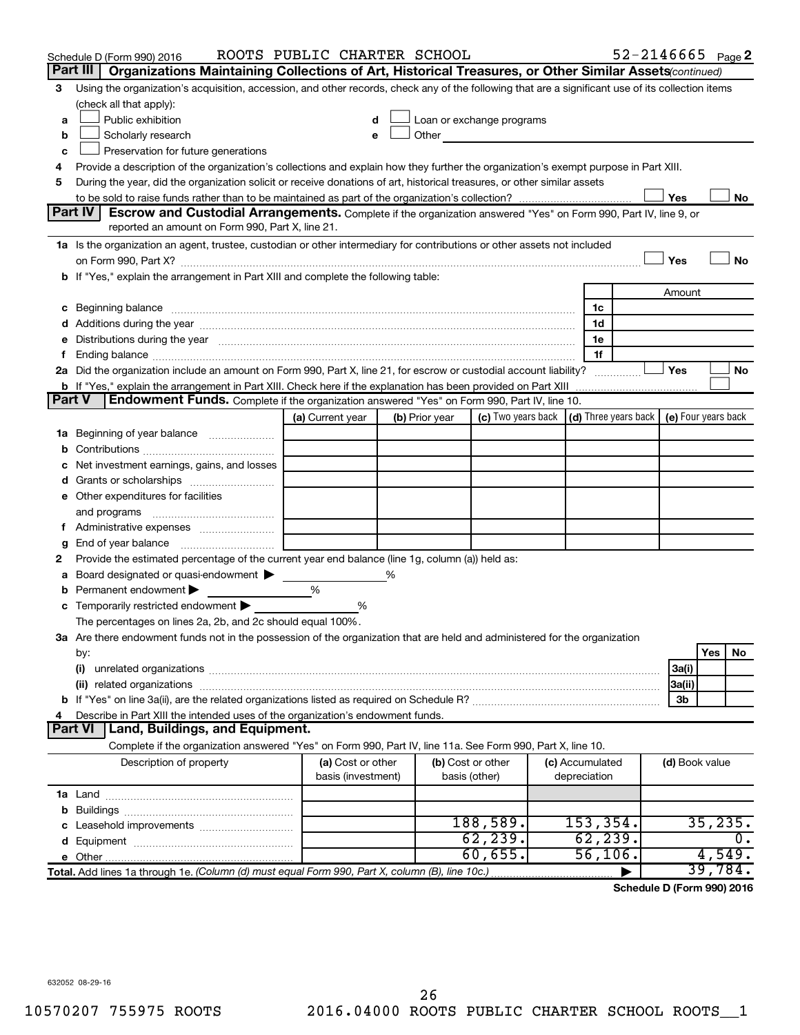Schedule D (Form 990) 2016 ROOTS PUBLIC CHARTER SCHOOL 52-2146665 Page 2

## Part III Organizations Maintaining Collections of Art, Historical Treasures, or Other Similar Assets *(continued)*

**3** Using the organization's acquisition, accession, and other records, check any of the following that are a significant use of its collection items (check all that apply):

- **a** ☐ Public exhibition
- **b** ☐ Scholarly research
- **c** ☐ Preservation for future generations
- **d** ☐ Loan or exchange programs
- **e** ☐ Other

**4** Provide a description of the organization's collections and explain how they further the organization's exempt purpose in Part XIII.

**5** During the year, did the organization solicit or receive donations of art, historical treasures, or other similar assets to be sold to raise funds rather than to be maintained as part of the organization's collection? ☐ Yes ☐ No

## Part IV Escrow and Custodial Arrangements.

Complete if the organization answered "Yes" on Form 990, Part IV, line 9, or reported an amount on Form 990, Part X, line 21.

**1a** Is the organization an agent, trustee, custodian or other intermediary for contributions or other assets not included on Form 990, Part X? ☐ Yes ☐ No

**b** If "Yes," explain the arrangement in Part XIII and complete the following table:

| | | | Amount |
|---|---|---|---|
| c | Beginning balance | 1c | |
| d | Additions during the year | 1d | |
| e | Distributions during the year | 1e | |
| f | Ending balance | 1f | |

**2a** Did the organization include an amount on Form 990, Part X, line 21, for escrow or custodial account liability? ☐ Yes ☐ No

**b** If "Yes," explain the arrangement in Part XIII. Check here if the explanation has been provided on Part XIII ☐

## Part V Endowment Funds.

Complete if the organization answered "Yes" on Form 990, Part IV, line 10.

| | | (a) Current year | (b) Prior year | (c) Two years back | (d) Three years back | (e) Four years back |
|---|---|---|---|---|---|---|
| 1a | Beginning of year balance | | | | | |
| b | Contributions | | | | | |
| c | Net investment earnings, gains, and losses | | | | | |
| d | Grants or scholarships | | | | | |
| e | Other expenditures for facilities and programs | | | | | |
| f | Administrative expenses | | | | | |
| g | End of year balance | | | | | |

**2** Provide the estimated percentage of the current year end balance (line 1g, column (a)) held as:

- **a** Board designated or quasi-endowment ▶ ______ %
- **b** Permanent endowment ▶ ______ %
- **c** Temporarily restricted endowment ▶ ______ %

The percentages on lines 2a, 2b, and 2c should equal 100%.

**3a** Are there endowment funds not in the possession of the organization that are held and administered for the organization by:

| | | | Yes | No |
|---|---|---|---|---|
| (i) | unrelated organizations | 3a(i) | | |
| (ii) | related organizations | 3a(ii) | | |
| b | If "Yes" on line 3a(ii), are the related organizations listed as required on Schedule R? | 3b | | |

**4** Describe in Part XIII the intended uses of the organization's endowment funds.

## Part VI Land, Buildings, and Equipment.

Complete if the organization answered "Yes" on Form 990, Part IV, line 11a. See Form 990, Part X, line 10.

| Description of property | (a) Cost or other basis (investment) | (b) Cost or other basis (other) | (c) Accumulated depreciation | (d) Book value |
|---|---|---|---|---|
| 1a Land | | | | |
| b Buildings | | | | |
| c Leasehold improvements | | 188,589. | 153,354. | 35,235. |
| d Equipment | | 62,239. | 62,239. | 0. |
| e Other | | 60,655. | 56,106. | 4,549. |
| **Total.** Add lines 1a through 1e. *(Column (d) must equal Form 990, Part X, column (B), line 10c.)* | | | ▶ | 39,784. |

**Schedule D (Form 990) 2016**

632052 08-29-16

10570207 755975 ROOTS 2016.04000 ROOTS PUBLIC CHARTER SCHOOL ROOTS__1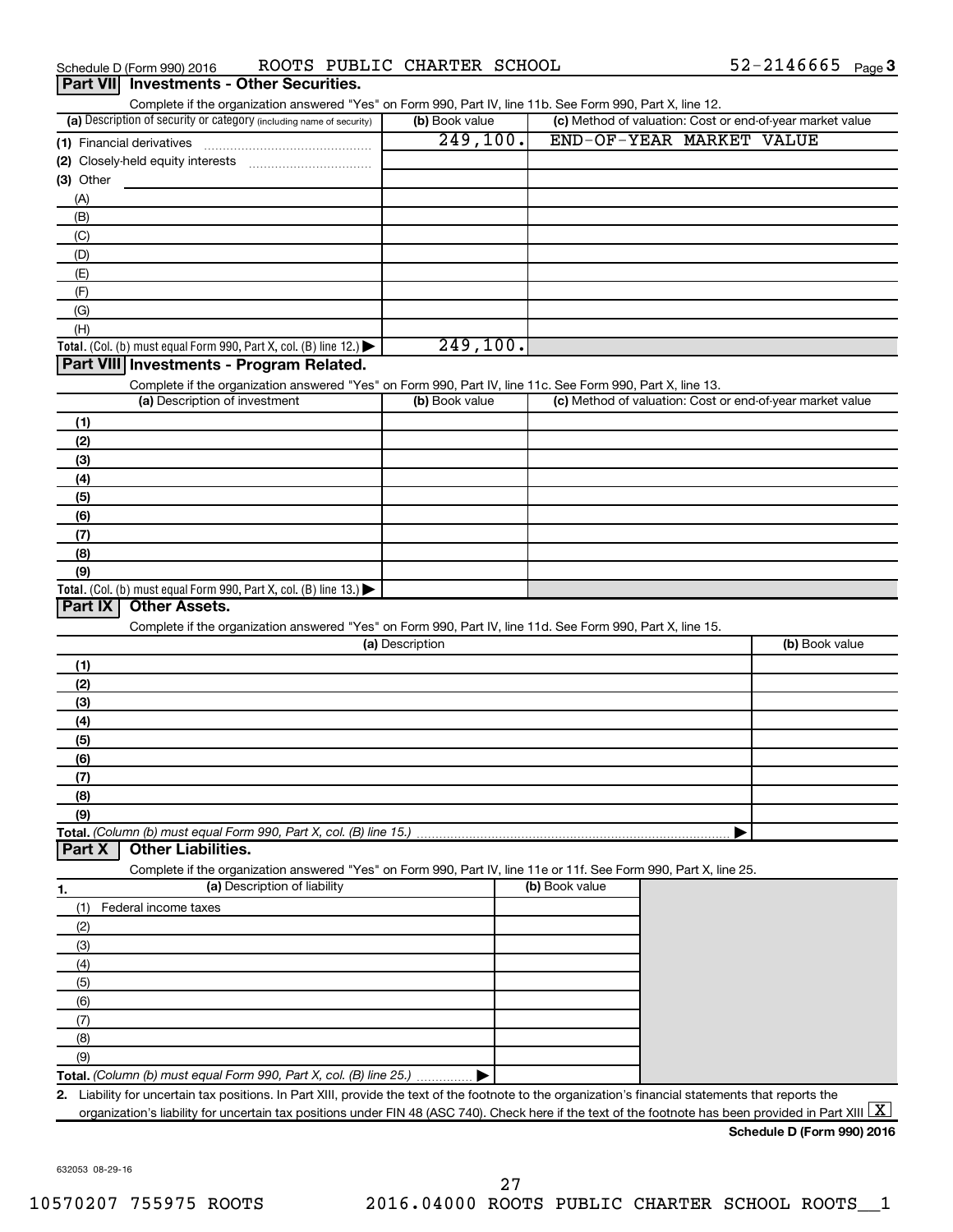Schedule D (Form 990) 2016 ROOTS PUBLIC CHARTER SCHOOL 52-2146665 Page 3

## Part VII Investments - Other Securities.

Complete if the organization answered "Yes" on Form 990, Part IV, line 11b. See Form 990, Part X, line 12.

| (a) Description of security or category (including name of security) | (b) Book value | (c) Method of valuation: Cost or end-of-year market value |
|---|---|---|
| (1) Financial derivatives | 249,100. | END-OF-YEAR MARKET VALUE |
| (2) Closely-held equity interests | | |
| (3) Other | | |
| (A) | | |
| (B) | | |
| (C) | | |
| (D) | | |
| (E) | | |
| (F) | | |
| (G) | | |
| (H) | | |
| **Total.** (Col. (b) must equal Form 990, Part X, col. (B) line 12.) ▶ | 249,100. | |

## Part VIII Investments - Program Related.

Complete if the organization answered "Yes" on Form 990, Part IV, line 11c. See Form 990, Part X, line 13.

| (a) Description of investment | (b) Book value | (c) Method of valuation: Cost or end-of-year market value |
|---|---|---|
| (1) | | |
| (2) | | |
| (3) | | |
| (4) | | |
| (5) | | |
| (6) | | |
| (7) | | |
| (8) | | |
| (9) | | |
| **Total.** (Col. (b) must equal Form 990, Part X, col. (B) line 13.) ▶ | | |

## Part IX Other Assets.

Complete if the organization answered "Yes" on Form 990, Part IV, line 11d. See Form 990, Part X, line 15.

| (a) Description | (b) Book value |
|---|---|
| (1) | |
| (2) | |
| (3) | |
| (4) | |
| (5) | |
| (6) | |
| (7) | |
| (8) | |
| (9) | |
| **Total.** *(Column (b) must equal Form 990, Part X, col. (B) line 15.)* ▶ | |

## Part X Other Liabilities.

Complete if the organization answered "Yes" on Form 990, Part IV, line 11e or 11f. See Form 990, Part X, line 25.

| 1. (a) Description of liability | (b) Book value |
|---|---|
| (1) Federal income taxes | |
| (2) | |
| (3) | |
| (4) | |
| (5) | |
| (6) | |
| (7) | |
| (8) | |
| (9) | |
| **Total.** *(Column (b) must equal Form 990, Part X, col. (B) line 25.)* ▶ | |

**2.** Liability for uncertain tax positions. In Part XIII, provide the text of the footnote to the organization's financial statements that reports the organization's liability for uncertain tax positions under FIN 48 (ASC 740). Check here if the text of the footnote has been provided in Part XIII [X]

**Schedule D (Form 990) 2016**

632053 08-29-16

10570207 755975 ROOTS 2016.04000 ROOTS PUBLIC CHARTER SCHOOL ROOTS__1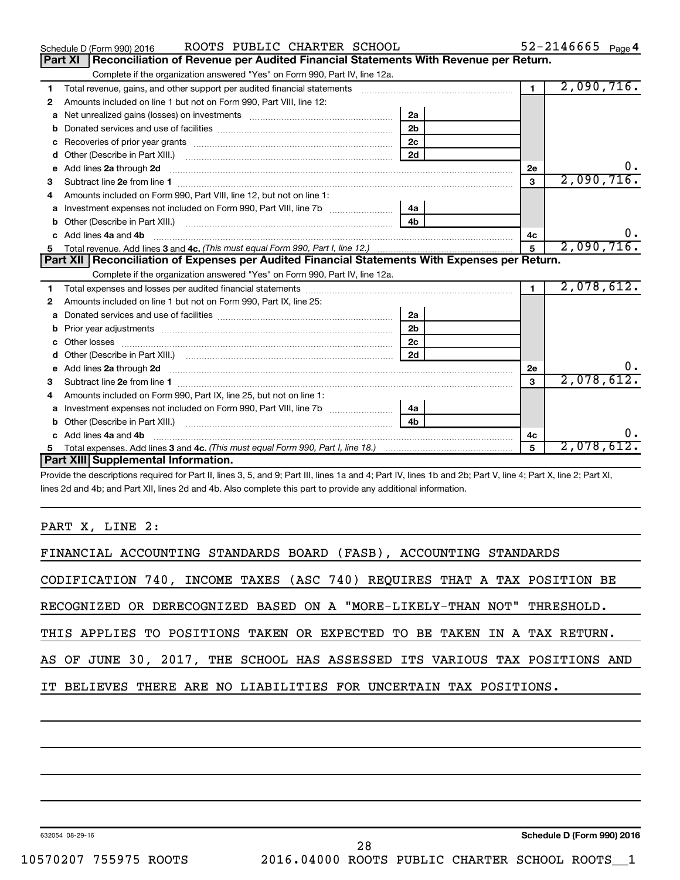Schedule D (Form 990) 2016 ROOTS PUBLIC CHARTER SCHOOL 52-2146665 Page 4

## Part XI Reconciliation of Revenue per Audited Financial Statements With Revenue per Return.

Complete if the organization answered "Yes" on Form 990, Part IV, line 12a.

| | | | | | |
|---|---|---|---|---|---|
| 1 | Total revenue, gains, and other support per audited financial statements | | | 1 | 2,090,716. |
| 2 | Amounts included on line 1 but not on Form 990, Part VIII, line 12: | | | | |
| a | Net unrealized gains (losses) on investments | 2a | | | |
| b | Donated services and use of facilities | 2b | | | |
| c | Recoveries of prior year grants | 2c | | | |
| d | Other (Describe in Part XIII.) | 2d | | | |
| e | Add lines 2a through 2d | | | 2e | 0. |
| 3 | Subtract line 2e from line 1 | | | 3 | 2,090,716. |
| 4 | Amounts included on Form 990, Part VIII, line 12, but not on line 1: | | | | |
| a | Investment expenses not included on Form 990, Part VIII, line 7b | 4a | | | |
| b | Other (Describe in Part XIII.) | 4b | | | |
| c | Add lines 4a and 4b | | | 4c | 0. |
| 5 | Total revenue. Add lines 3 and 4c. *(This must equal Form 990, Part I, line 12.)* | | | 5 | 2,090,716. |

## Part XII Reconciliation of Expenses per Audited Financial Statements With Expenses per Return.

Complete if the organization answered "Yes" on Form 990, Part IV, line 12a.

| | | | | | |
|---|---|---|---|---|---|
| 1 | Total expenses and losses per audited financial statements | | | 1 | 2,078,612. |
| 2 | Amounts included on line 1 but not on Form 990, Part IX, line 25: | | | | |
| a | Donated services and use of facilities | 2a | | | |
| b | Prior year adjustments | 2b | | | |
| c | Other losses | 2c | | | |
| d | Other (Describe in Part XIII.) | 2d | | | |
| e | Add lines 2a through 2d | | | 2e | 0. |
| 3 | Subtract line 2e from line 1 | | | 3 | 2,078,612. |
| 4 | Amounts included on Form 990, Part IX, line 25, but not on line 1: | | | | |
| a | Investment expenses not included on Form 990, Part VIII, line 7b | 4a | | | |
| b | Other (Describe in Part XIII.) | 4b | | | |
| c | Add lines 4a and 4b | | | 4c | 0. |
| 5 | Total expenses. Add lines 3 and 4c. *(This must equal Form 990, Part I, line 18.)* | | | 5 | 2,078,612. |

## Part XIII Supplemental Information.

Provide the descriptions required for Part II, lines 3, 5, and 9; Part III, lines 1a and 4; Part IV, lines 1b and 2b; Part V, line 4; Part X, line 2; Part XI, lines 2d and 4b; and Part XII, lines 2d and 4b. Also complete this part to provide any additional information.

PART X, LINE 2:

FINANCIAL ACCOUNTING STANDARDS BOARD (FASB), ACCOUNTING STANDARDS CODIFICATION 740, INCOME TAXES (ASC 740) REQUIRES THAT A TAX POSITION BE RECOGNIZED OR DERECOGNIZED BASED ON A "MORE-LIKELY-THAN NOT" THRESHOLD. THIS APPLIES TO POSITIONS TAKEN OR EXPECTED TO BE TAKEN IN A TAX RETURN. AS OF JUNE 30, 2017, THE SCHOOL HAS ASSESSED ITS VARIOUS TAX POSITIONS AND IT BELIEVES THERE ARE NO LIABILITIES FOR UNCERTAIN TAX POSITIONS.

632054 08-29-16 **Schedule D (Form 990) 2016**

10570207 755975 ROOTS 2016.04000 ROOTS PUBLIC CHARTER SCHOOL ROOTS__1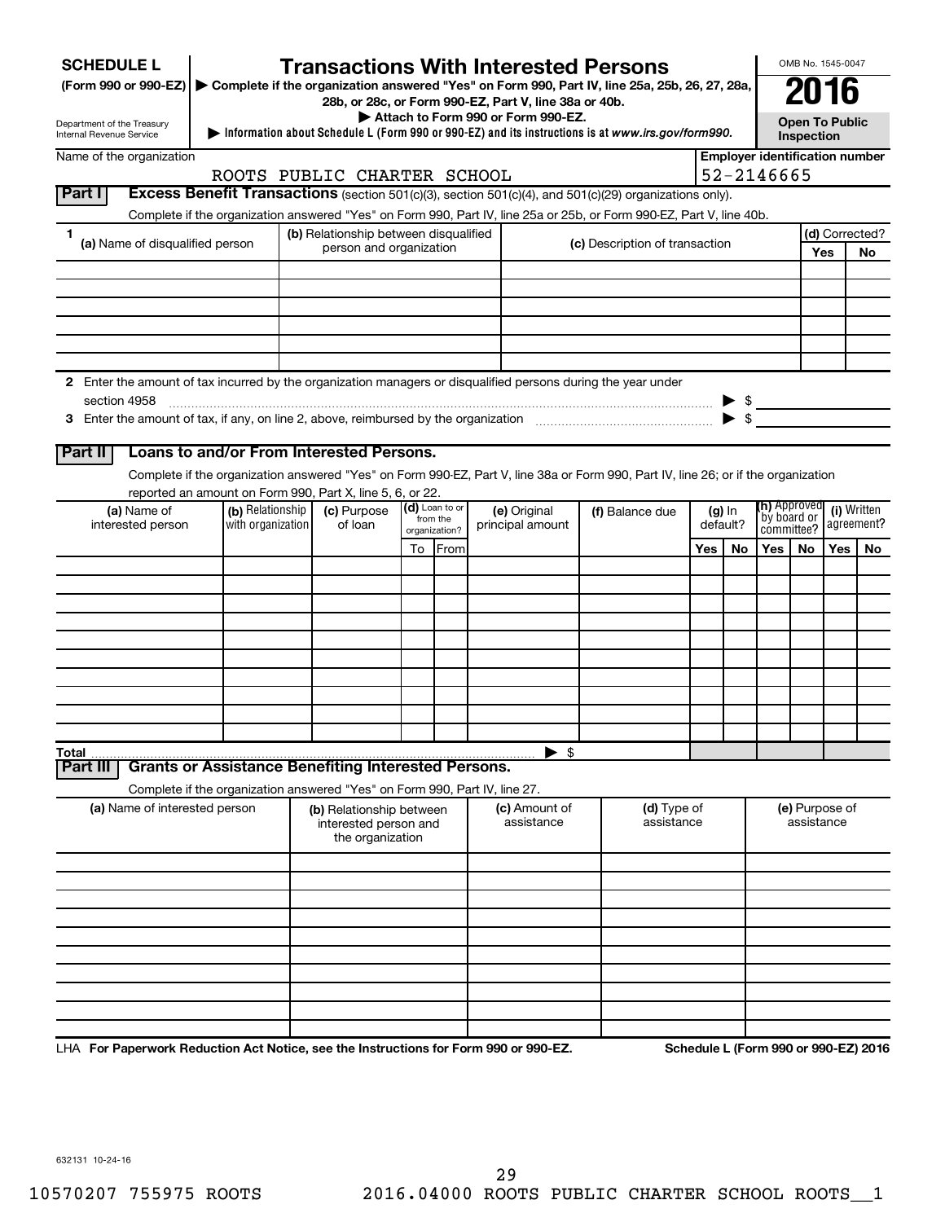**SCHEDULE L**
**(Form 990 or 990-EZ)**

Department of the Treasury
Internal Revenue Service

# Transactions With Interested Persons

▶ **Complete if the organization answered "Yes" on Form 990, Part IV, line 25a, 25b, 26, 27, 28a, 28b, or 28c, or Form 990-EZ, Part V, line 38a or 40b.**
▶ **Attach to Form 990 or Form 990-EZ.**
▶ **Information about Schedule L (Form 990 or 990-EZ) and its instructions is at *www.irs.gov/form990*.**

OMB No. 1545-0047

**2016**

**Open To Public Inspection**

Name of the organization: ROOTS PUBLIC CHARTER SCHOOL

**Employer identification number:** 52-2146665

## Part I — Excess Benefit Transactions (section 501(c)(3), section 501(c)(4), and 501(c)(29) organizations only).

Complete if the organization answered "Yes" on Form 990, Part IV, line 25a or 25b, or Form 990-EZ, Part V, line 40b.

| 1 (a) Name of disqualified person | (b) Relationship between disqualified person and organization | (c) Description of transaction | (d) Corrected? Yes | No |
|---|---|---|---|---|
| | | | | |
| | | | | |
| | | | | |
| | | | | |
| | | | | |
| | | | | |

**2** Enter the amount of tax incurred by the organization managers or disqualified persons during the year under section 4958 ▶ $

**3** Enter the amount of tax, if any, on line 2, above, reimbursed by the organization ▶ $

## Part II — Loans to and/or From Interested Persons.

Complete if the organization answered "Yes" on Form 990-EZ, Part V, line 38a or Form 990, Part IV, line 26; or if the organization reported an amount on Form 990, Part X, line 5, 6, or 22.

| (a) Name of interested person | (b) Relationship with organization | (c) Purpose of loan | (d) Loan to or from the organization? To | From | (e) Original principal amount | (f) Balance due | (g) In default? Yes | No | (h) Approved by board or committee? Yes | No | (i) Written agreement? Yes | No |
|---|---|---|---|---|---|---|---|---|---|---|---|---|
| | | | | | | | | | | | | |
| | | | | | | | | | | | | |
| | | | | | | | | | | | | |
| | | | | | | | | | | | | |
| | | | | | | | | | | | | |
| | | | | | | | | | | | | |
| | | | | | | | | | | | | |
| | | | | | | | | | | | | |
| | | | | | | | | | | | | |
| | | | | | | | | | | | | |
| **Total** | | | | | | ▶ $ | | | | | | |

## Part III — Grants or Assistance Benefiting Interested Persons.

Complete if the organization answered "Yes" on Form 990, Part IV, line 27.

| (a) Name of interested person | (b) Relationship between interested person and the organization | (c) Amount of assistance | (d) Type of assistance | (e) Purpose of assistance |
|---|---|---|---|---|
| | | | | |
| | | | | |
| | | | | |
| | | | | |
| | | | | |
| | | | | |
| | | | | |
| | | | | |
| | | | | |
| | | | | |

LHA **For Paperwork Reduction Act Notice, see the Instructions for Form 990 or 990-EZ.** **Schedule L (Form 990 or 990-EZ) 2016**

632131 10-24-16

10570207 755975 ROOTS 2016.04000 ROOTS PUBLIC CHARTER SCHOOL ROOTS__1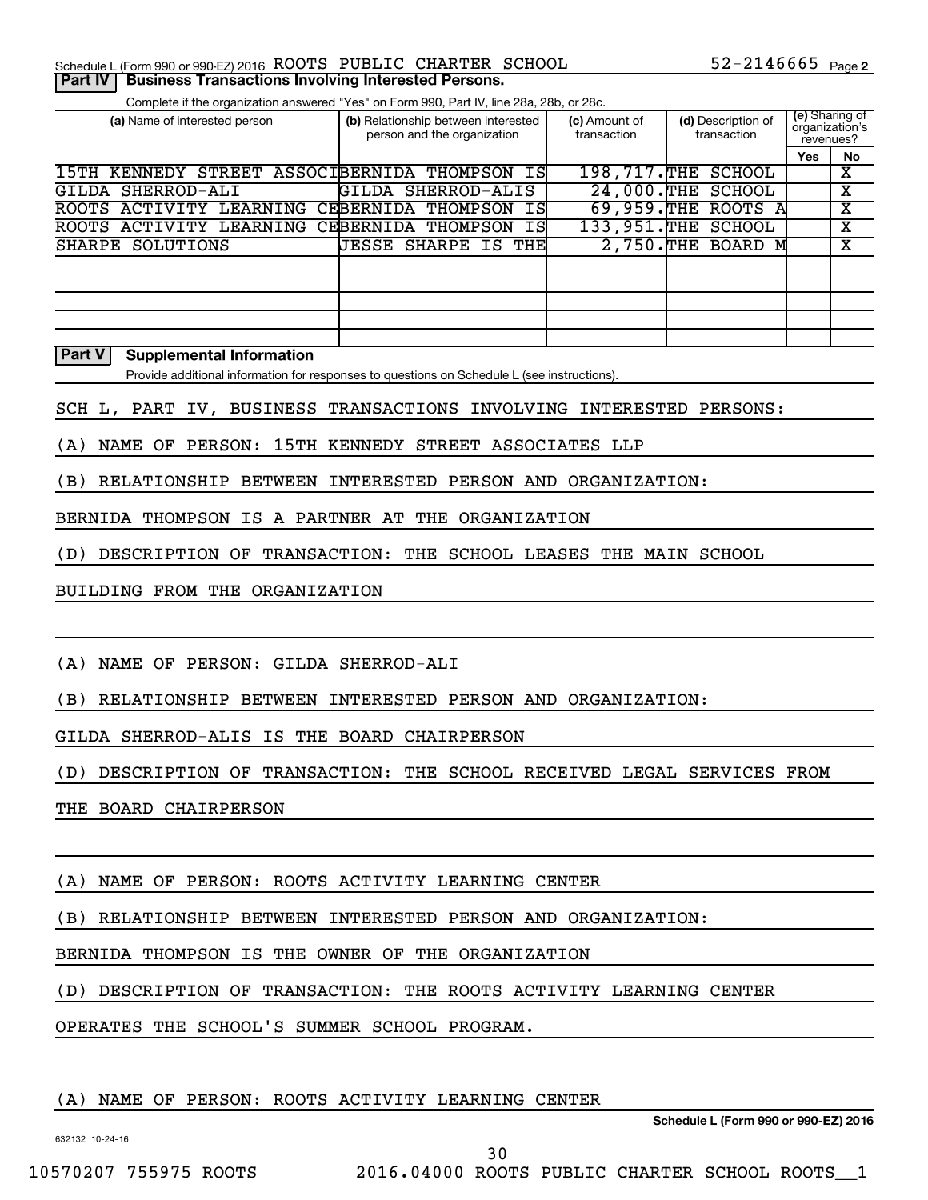Schedule L (Form 990 or 990-EZ) 2016 ROOTS PUBLIC CHARTER SCHOOL 52-2146665 Page 2

**Part IV | Business Transactions Involving Interested Persons.**

Complete if the organization answered "Yes" on Form 990, Part IV, line 28a, 28b, or 28c.

| (a) Name of interested person | (b) Relationship between interested person and the organization | (c) Amount of transaction | (d) Description of transaction | (e) Sharing of organization's revenues? | |
|---|---|---|---|---|---|
| | | | | Yes | No |
| 15TH KENNEDY STREET ASSOCI | BERNIDA THOMPSON IS | 198,717. | THE SCHOOL | | X |
| GILDA SHERROD-ALI | GILDA SHERROD-ALIS | 24,000. | THE SCHOOL | | X |
| ROOTS ACTIVITY LEARNING CE | BERNIDA THOMPSON IS | 69,959. | THE ROOTS A | | X |
| ROOTS ACTIVITY LEARNING CE | BERNIDA THOMPSON IS | 133,951. | THE SCHOOL | | X |
| SHARPE SOLUTIONS | JESSE SHARPE IS THE | 2,750. | THE BOARD M | | X |

**Part V | Supplemental Information**

Provide additional information for responses to questions on Schedule L (see instructions).

SCH L, PART IV, BUSINESS TRANSACTIONS INVOLVING INTERESTED PERSONS:

(A) NAME OF PERSON: 15TH KENNEDY STREET ASSOCIATES LLP

(B) RELATIONSHIP BETWEEN INTERESTED PERSON AND ORGANIZATION:

BERNIDA THOMPSON IS A PARTNER AT THE ORGANIZATION

(D) DESCRIPTION OF TRANSACTION: THE SCHOOL LEASES THE MAIN SCHOOL

BUILDING FROM THE ORGANIZATION

(A) NAME OF PERSON: GILDA SHERROD-ALI

(B) RELATIONSHIP BETWEEN INTERESTED PERSON AND ORGANIZATION:

GILDA SHERROD-ALIS IS THE BOARD CHAIRPERSON

(D) DESCRIPTION OF TRANSACTION: THE SCHOOL RECEIVED LEGAL SERVICES FROM

THE BOARD CHAIRPERSON

(A) NAME OF PERSON: ROOTS ACTIVITY LEARNING CENTER

(B) RELATIONSHIP BETWEEN INTERESTED PERSON AND ORGANIZATION:

BERNIDA THOMPSON IS THE OWNER OF THE ORGANIZATION

(D) DESCRIPTION OF TRANSACTION: THE ROOTS ACTIVITY LEARNING CENTER

OPERATES THE SCHOOL'S SUMMER SCHOOL PROGRAM.

(A) NAME OF PERSON: ROOTS ACTIVITY LEARNING CENTER

Schedule L (Form 990 or 990-EZ) 2016

632132 10-24-16

10570207 755975 ROOTS 2016.04000 ROOTS PUBLIC CHARTER SCHOOL ROOTS__1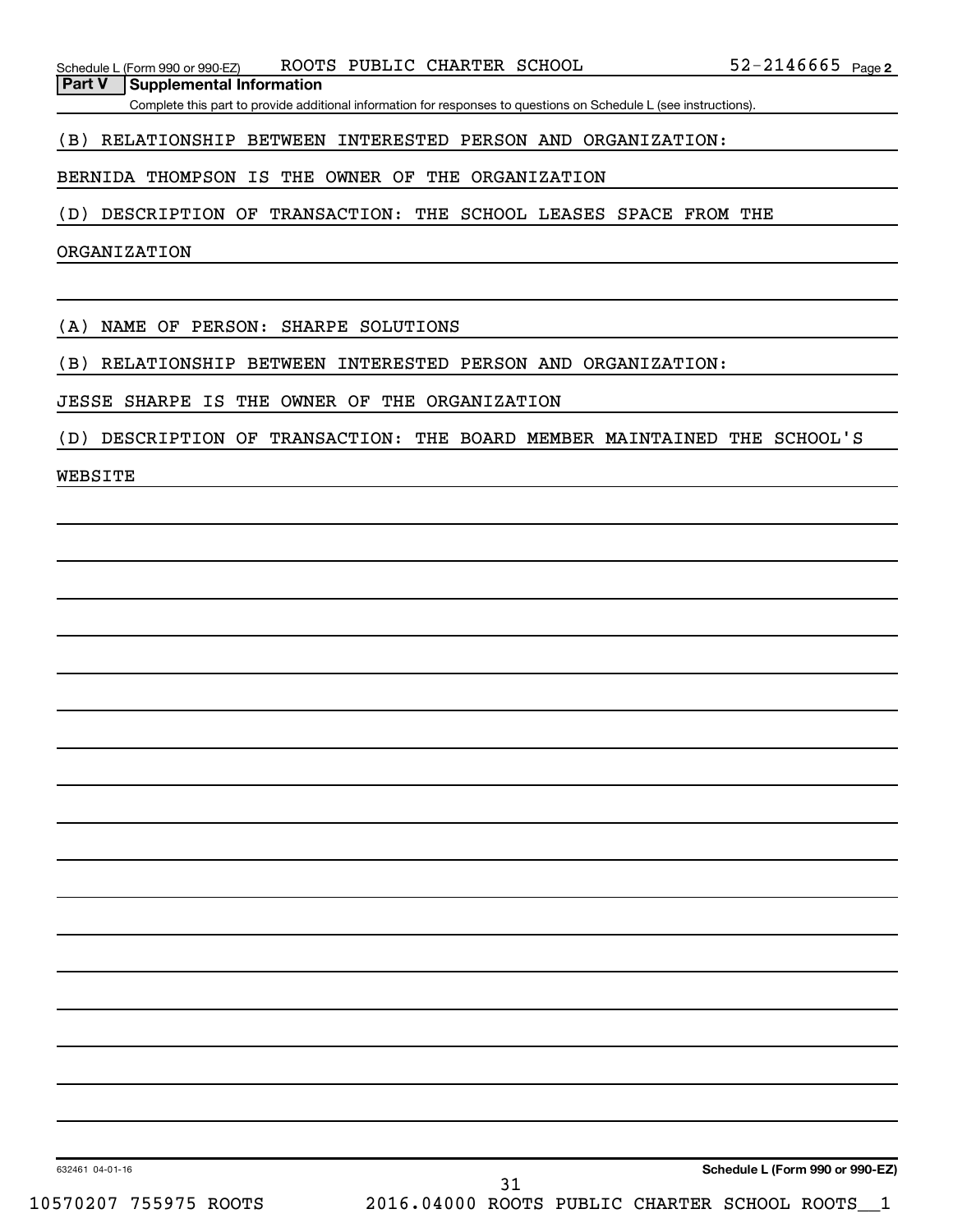Schedule L (Form 990 or 990-EZ) ROOTS PUBLIC CHARTER SCHOOL 52-2146665 Page 2

**Part V Supplemental Information**

Complete this part to provide additional information for responses to questions on Schedule L (see instructions).

(B) RELATIONSHIP BETWEEN INTERESTED PERSON AND ORGANIZATION:

BERNIDA THOMPSON IS THE OWNER OF THE ORGANIZATION

(D) DESCRIPTION OF TRANSACTION: THE SCHOOL LEASES SPACE FROM THE ORGANIZATION

(A) NAME OF PERSON: SHARPE SOLUTIONS

(B) RELATIONSHIP BETWEEN INTERESTED PERSON AND ORGANIZATION:

JESSE SHARPE IS THE OWNER OF THE ORGANIZATION

(D) DESCRIPTION OF TRANSACTION: THE BOARD MEMBER MAINTAINED THE SCHOOL'S WEBSITE

632461 04-01-16

**Schedule L (Form 990 or 990-EZ)**

10570207 755975 ROOTS 2016.04000 ROOTS PUBLIC CHARTER SCHOOL ROOTS__1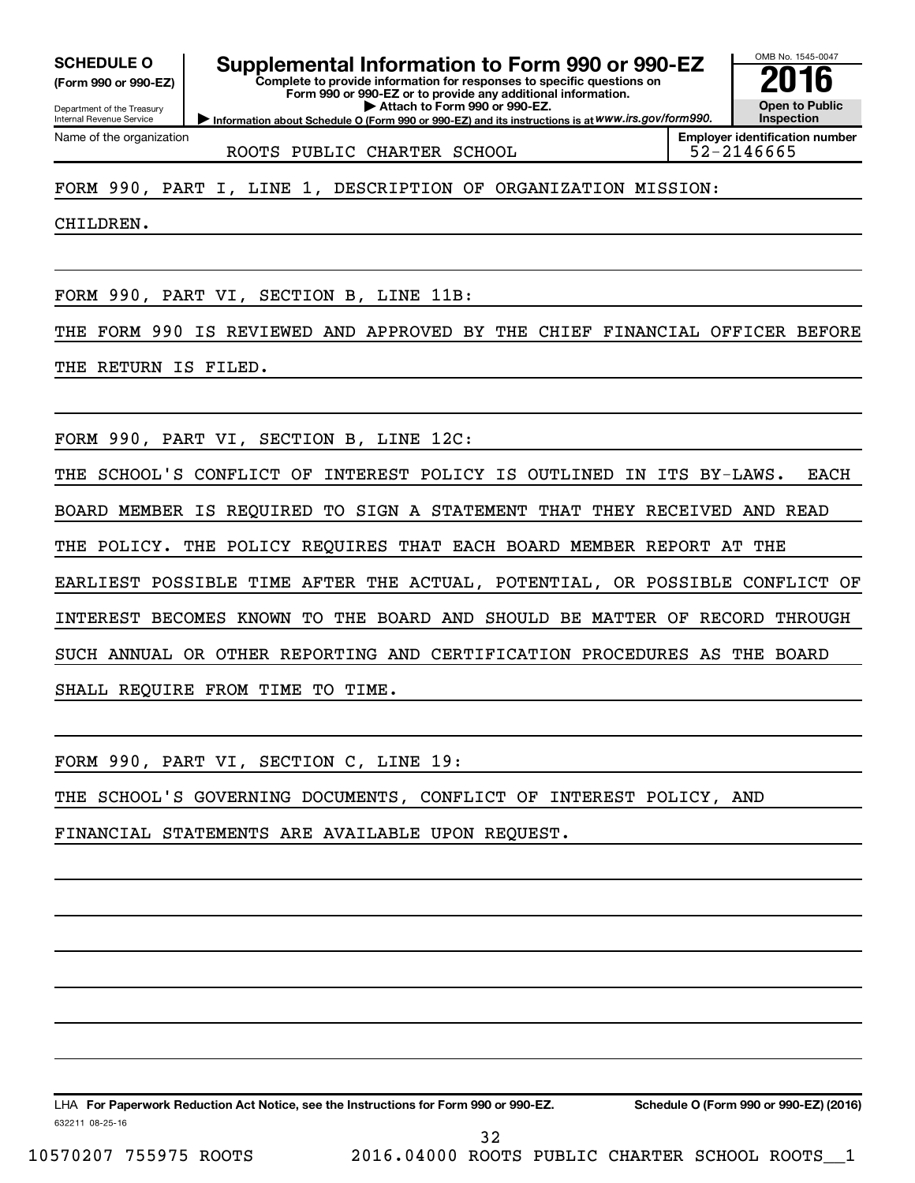**SCHEDULE O**
**(Form 990 or 990-EZ)**

Department of the Treasury
Internal Revenue Service

# Supplemental Information to Form 990 or 990-EZ

**Complete to provide information for responses to specific questions on Form 990 or 990-EZ or to provide any additional information.**
**▶ Attach to Form 990 or 990-EZ.**
**▶ Information about Schedule O (Form 990 or 990-EZ) and its instructions is at** *www.irs.gov/form990.*

OMB No. 1545-0047
**2016**
**Open to Public Inspection**

| Name of the organization | Employer identification number |
|---|---|
| ROOTS PUBLIC CHARTER SCHOOL | 52-2146665 |

FORM 990, PART I, LINE 1, DESCRIPTION OF ORGANIZATION MISSION:

CHILDREN.

FORM 990, PART VI, SECTION B, LINE 11B:

THE FORM 990 IS REVIEWED AND APPROVED BY THE CHIEF FINANCIAL OFFICER BEFORE THE RETURN IS FILED.

FORM 990, PART VI, SECTION B, LINE 12C:

THE SCHOOL'S CONFLICT OF INTEREST POLICY IS OUTLINED IN ITS BY-LAWS. EACH BOARD MEMBER IS REQUIRED TO SIGN A STATEMENT THAT THEY RECEIVED AND READ THE POLICY. THE POLICY REQUIRES THAT EACH BOARD MEMBER REPORT AT THE EARLIEST POSSIBLE TIME AFTER THE ACTUAL, POTENTIAL, OR POSSIBLE CONFLICT OF INTEREST BECOMES KNOWN TO THE BOARD AND SHOULD BE MATTER OF RECORD THROUGH SUCH ANNUAL OR OTHER REPORTING AND CERTIFICATION PROCEDURES AS THE BOARD SHALL REQUIRE FROM TIME TO TIME.

FORM 990, PART VI, SECTION C, LINE 19:

THE SCHOOL'S GOVERNING DOCUMENTS, CONFLICT OF INTEREST POLICY, AND FINANCIAL STATEMENTS ARE AVAILABLE UPON REQUEST.

LHA **For Paperwork Reduction Act Notice, see the Instructions for Form 990 or 990-EZ.** **Schedule O (Form 990 or 990-EZ) (2016)**

632211 08-25-16

10570207 755975 ROOTS 2016.04000 ROOTS PUBLIC CHARTER SCHOOL ROOTS__1